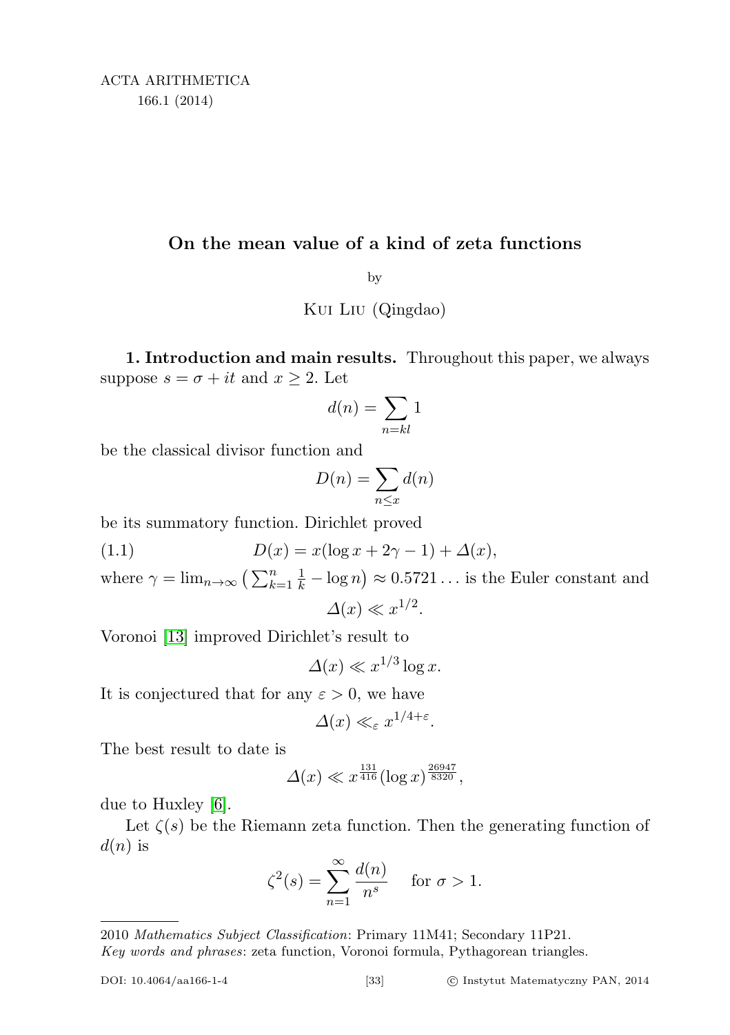# On the mean value of a kind of zeta functions

by

Kui Liu (Qingdao)

**1. Introduction and main results.** Throughout this paper, we always suppose $s = \sigma + it$ and $x \geq 2$. Let

$$d(n) = \sum_{n=kl} 1$$

be the classical divisor function and

$$D(n) = \sum_{n \leq x} d(n)$$

be its summatory function. Dirichlet proved

$$D(x) = x(\log x + 2\gamma - 1) + \Delta(x), \tag{1.1}$$

where $\gamma = \lim_{n\to\infty} \left(\sum_{k=1}^{n} \frac{1}{k} - \log n\right) \approx 0.5721\ldots$ is the Euler constant and

$$\Delta(x) \ll x^{1/2}.$$

Voronoi [13] improved Dirichlet's result to

$$\Delta(x) \ll x^{1/3} \log x.$$

It is conjectured that for any $\varepsilon > 0$, we have

$$\Delta(x) \ll_{\varepsilon} x^{1/4+\varepsilon}.$$

The best result to date is

$$\Delta(x) \ll x^{\frac{131}{416}} (\log x)^{\frac{26947}{8320}},$$

due to Huxley [6].

Let $\zeta(s)$ be the Riemann zeta function. Then the generating function of $d(n)$ is

$$\zeta^2(s) = \sum_{n=1}^{\infty} \frac{d(n)}{n^s} \quad \text{for } \sigma > 1.$$

---

2010 *Mathematics Subject Classification*: Primary 11M41; Secondary 11P21.

*Key words and phrases*: zeta function, Voronoi formula, Pythagorean triangles.

DOI: 10.4064/aa166-1-4 © Instytut Matematyczny PAN, 2014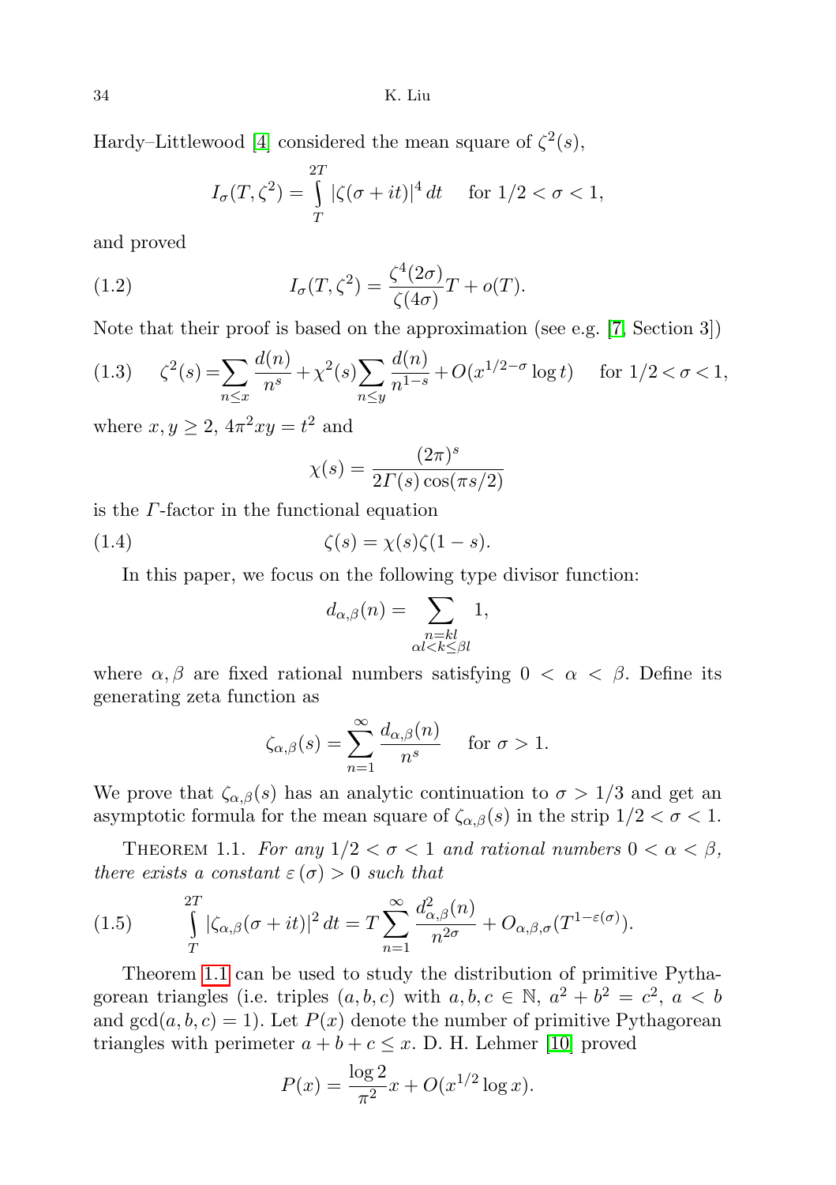Hardy–Littlewood [4] considered the mean square of $\zeta^2(s)$,

$$I_\sigma(T,\zeta^2) = \int_T^{2T} |\zeta(\sigma+it)|^4\,dt \quad \text{for } 1/2<\sigma<1,$$

and proved

$$I_\sigma(T,\zeta^2) = \frac{\zeta^4(2\sigma)}{\zeta(4\sigma)}T + o(T). \tag{1.2}$$

Note that their proof is based on the approximation (see e.g. [7, Section 3])

$$\zeta^2(s) = \sum_{n\le x}\frac{d(n)}{n^s} + \chi^2(s)\sum_{n\le y}\frac{d(n)}{n^{1-s}} + O(x^{1/2-\sigma}\log t) \quad \text{for } 1/2<\sigma<1, \tag{1.3}$$

where $x,y\ge 2$, $4\pi^2xy=t^2$ and

$$\chi(s) = \frac{(2\pi)^s}{2\Gamma(s)\cos(\pi s/2)}$$

is the $\Gamma$-factor in the functional equation

$$\zeta(s) = \chi(s)\zeta(1-s). \tag{1.4}$$

In this paper, we focus on the following type divisor function:

$$d_{\alpha,\beta}(n) = \sum_{\substack{n=kl\\ \alpha l<k\le\beta l}} 1,$$

where $\alpha,\beta$ are fixed rational numbers satisfying $0<\alpha<\beta$. Define its generating zeta function as

$$\zeta_{\alpha,\beta}(s) = \sum_{n=1}^\infty \frac{d_{\alpha,\beta}(n)}{n^s} \quad \text{for } \sigma>1.$$

We prove that $\zeta_{\alpha,\beta}(s)$ has an analytic continuation to $\sigma>1/3$ and get an asymptotic formula for the mean square of $\zeta_{\alpha,\beta}(s)$ in the strip $1/2<\sigma<1$.

Theorem 1.1. *For any $1/2<\sigma<1$ and rational numbers $0<\alpha<\beta$, there exists a constant $\varepsilon(\sigma)>0$ such that*

$$\int_T^{2T} |\zeta_{\alpha,\beta}(\sigma+it)|^2\,dt = T\sum_{n=1}^\infty \frac{d_{\alpha,\beta}^2(n)}{n^{2\sigma}} + O_{\alpha,\beta,\sigma}(T^{1-\varepsilon(\sigma)}). \tag{1.5}$$

Theorem 1.1 can be used to study the distribution of primitive Pythagorean triangles (i.e. triples $(a,b,c)$ with $a,b,c\in\mathbb{N}$, $a^2+b^2=c^2$, $a<b$ and $\gcd(a,b,c)=1$). Let $P(x)$ denote the number of primitive Pythagorean triangles with perimeter $a+b+c\le x$. D. H. Lehmer [10] proved

$$P(x) = \frac{\log 2}{\pi^2}x + O(x^{1/2}\log x).$$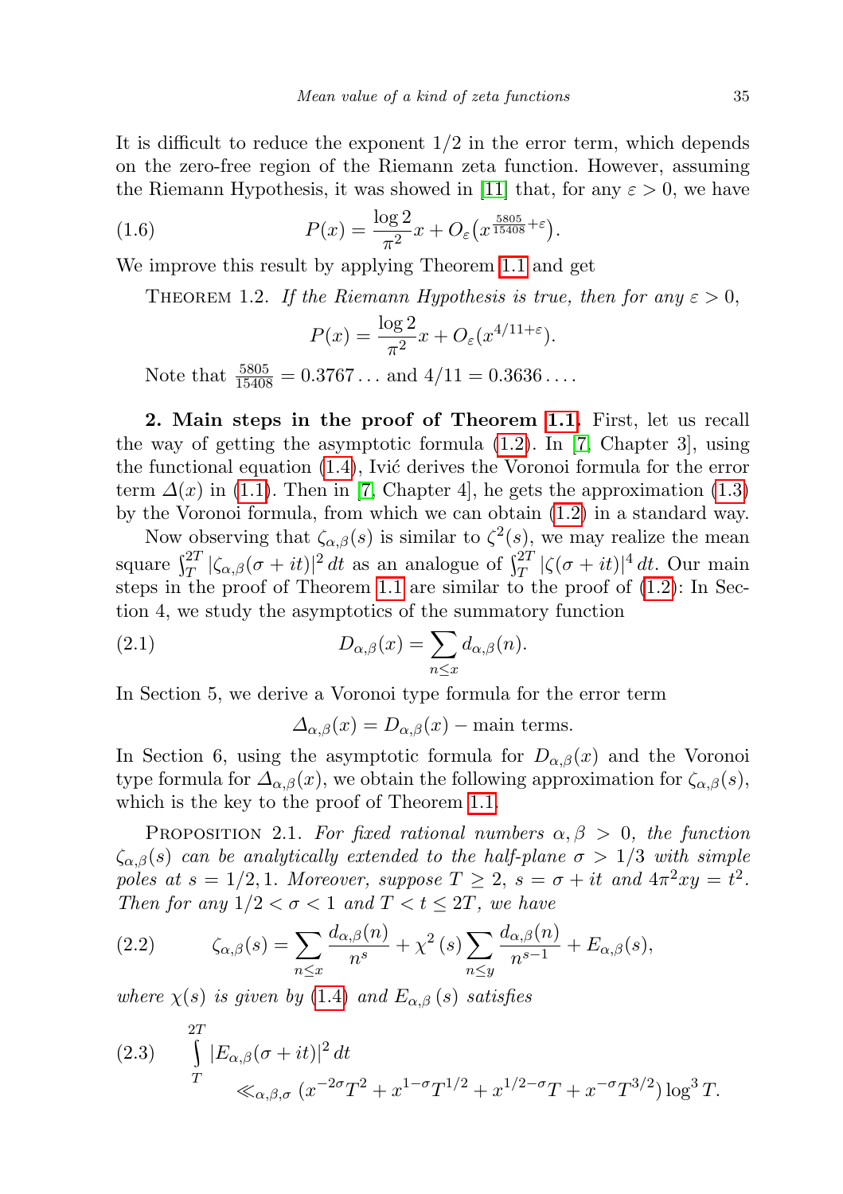It is difficult to reduce the exponent $1/2$ in the error term, which depends on the zero-free region of the Riemann zeta function. However, assuming the Riemann Hypothesis, it was showed in [11] that, for any $\varepsilon > 0$, we have

$$P(x) = \frac{\log 2}{\pi^2} x + O_\varepsilon\big(x^{\frac{5805}{15408}+\varepsilon}\big). \tag{1.6}$$

We improve this result by applying Theorem 1.1 and get

Theorem 1.2. *If the Riemann Hypothesis is true, then for any $\varepsilon > 0$,*

$$P(x) = \frac{\log 2}{\pi^2} x + O_\varepsilon(x^{4/11+\varepsilon}).$$

Note that $\frac{5805}{15408} = 0.3767\ldots$ and $4/11 = 0.3636\ldots$.

**2. Main steps in the proof of Theorem 1.1.** First, let us recall the way of getting the asymptotic formula (1.2). In [7, Chapter 3], using the functional equation (1.4), Ivić derives the Voronoi formula for the error term $\Delta(x)$ in (1.1). Then in [7, Chapter 4], he gets the approximation (1.3) by the Voronoi formula, from which we can obtain (1.2) in a standard way.

Now observing that $\zeta_{\alpha,\beta}(s)$ is similar to $\zeta^2(s)$, we may realize the mean square $\int_T^{2T} |\zeta_{\alpha,\beta}(\sigma+it)|^2\,dt$ as an analogue of $\int_T^{2T} |\zeta(\sigma+it)|^4\,dt$. Our main steps in the proof of Theorem 1.1 are similar to the proof of (1.2): In Section 4, we study the asymptotics of the summatory function

$$D_{\alpha,\beta}(x) = \sum_{n\le x} d_{\alpha,\beta}(n). \tag{2.1}$$

In Section 5, we derive a Voronoi type formula for the error term

$$\Delta_{\alpha,\beta}(x) = D_{\alpha,\beta}(x) - \text{main terms}.$$

In Section 6, using the asymptotic formula for $D_{\alpha,\beta}(x)$ and the Voronoi type formula for $\Delta_{\alpha,\beta}(x)$, we obtain the following approximation for $\zeta_{\alpha,\beta}(s)$, which is the key to the proof of Theorem 1.1.

Proposition 2.1. *For fixed rational numbers $\alpha, \beta > 0$, the function $\zeta_{\alpha,\beta}(s)$ can be analytically extended to the half-plane $\sigma > 1/3$ with simple poles at $s = 1/2, 1$. Moreover, suppose $T \ge 2$, $s = \sigma + it$ and $4\pi^2 xy = t^2$. Then for any $1/2 < \sigma < 1$ and $T < t \le 2T$, we have*

$$\zeta_{\alpha,\beta}(s) = \sum_{n\le x} \frac{d_{\alpha,\beta}(n)}{n^s} + \chi^2(s) \sum_{n\le y} \frac{d_{\alpha,\beta}(n)}{n^{s-1}} + E_{\alpha,\beta}(s), \tag{2.2}$$

*where $\chi(s)$ is given by (1.4) and $E_{\alpha,\beta}(s)$ satisfies*

$$\int_T^{2T} |E_{\alpha,\beta}(\sigma+it)|^2\,dt \ll_{\alpha,\beta,\sigma} (x^{-2\sigma}T^2 + x^{1-\sigma}T^{1/2} + x^{1/2-\sigma}T + x^{-\sigma}T^{3/2}) \log^3 T. \tag{2.3}$$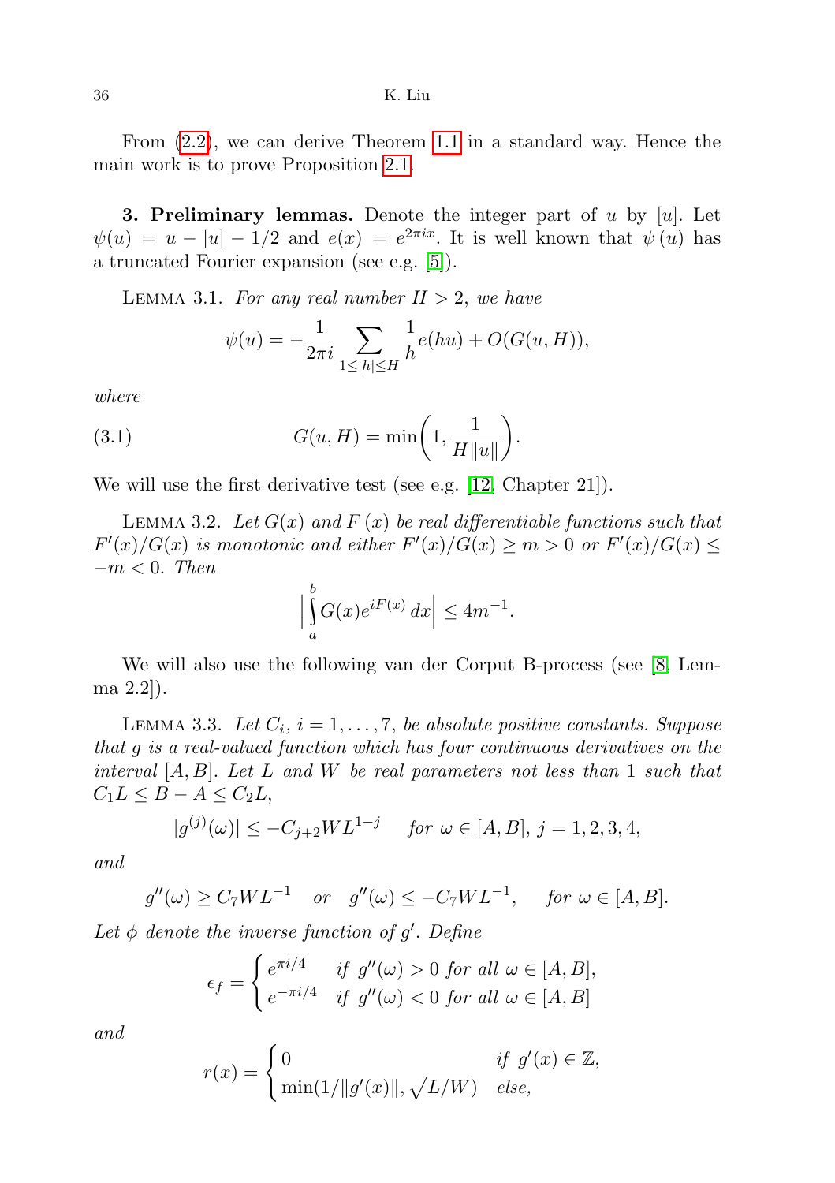From (2.2), we can derive Theorem 1.1 in a standard way. Hence the main work is to prove Proposition 2.1.

**3. Preliminary lemmas.** Denote the integer part of $u$ by $[u]$. Let $\psi(u) = u - [u] - 1/2$ and $e(x) = e^{2\pi i x}$. It is well known that $\psi(u)$ has a truncated Fourier expansion (see e.g. [5]).

LEMMA 3.1. *For any real number $H > 2$, we have*

$$\psi(u) = -\frac{1}{2\pi i}\sum_{1\le |h|\le H}\frac{1}{h}e(hu) + O(G(u,H)),$$

*where*

$$G(u,H) = \min\biggl(1, \frac{1}{H\|u\|}\biggr). \tag{3.1}$$

We will use the first derivative test (see e.g. [12, Chapter 21]).

LEMMA 3.2. *Let $G(x)$ and $F(x)$ be real differentiable functions such that $F'(x)/G(x)$ is monotonic and either $F'(x)/G(x) \ge m > 0$ or $F'(x)/G(x) \le -m < 0$. Then*

$$\Bigl|\int_a^b G(x)e^{iF(x)}\,dx\Bigr| \le 4m^{-1}.$$

We will also use the following van der Corput B-process (see [8, Lemma 2.2]).

LEMMA 3.3. *Let $C_i$, $i = 1,\dots,7$, be absolute positive constants. Suppose that $g$ is a real-valued function which has four continuous derivatives on the interval $[A,B]$. Let $L$ and $W$ be real parameters not less than $1$ such that $C_1L \le B - A \le C_2L$,*

$$|g^{(j)}(\omega)| \le -C_{j+2}WL^{1-j} \quad \textit{for } \omega \in [A,B],\ j = 1,2,3,4,$$

*and*

$$g''(\omega) \ge C_7WL^{-1} \quad \textit{or} \quad g''(\omega) \le -C_7WL^{-1}, \quad \textit{for } \omega \in [A,B].$$

*Let $\phi$ denote the inverse function of $g'$. Define*

$$\epsilon_f = \begin{cases} e^{\pi i/4} & \textit{if } g''(\omega) > 0 \textit{ for all } \omega \in [A,B],\\ e^{-\pi i/4} & \textit{if } g''(\omega) < 0 \textit{ for all } \omega \in [A,B]\end{cases}$$

*and*

$$r(x) = \begin{cases} 0 & \textit{if } g'(x) \in \mathbb{Z},\\ \min(1/\|g'(x)\|, \sqrt{L/W}) & \textit{else,}\end{cases}$$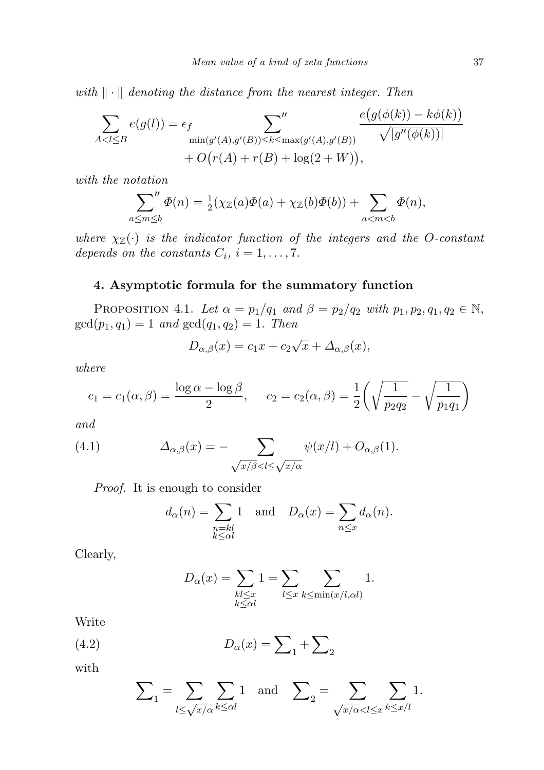*with* $\|\cdot\|$ *denoting the distance from the nearest integer. Then*

$$\sum_{A<l\le B} e(g(l)) = \epsilon_f \sideset{}{''}\sum_{\min(g'(A),g'(B))\le k\le \max(g'(A),g'(B))} \frac{e\big(g(\phi(k)) - k\phi(k)\big)}{\sqrt{|g''(\phi(k))|}} + O\big(r(A) + r(B) + \log(2+W)\big),$$

*with the notation*

$$\sideset{}{''}\sum_{a\le m\le b} \Phi(n) = \tfrac{1}{2}(\chi_{\mathbb{Z}}(a)\Phi(a) + \chi_{\mathbb{Z}}(b)\Phi(b)) + \sum_{a<m<b} \Phi(n),$$

*where* $\chi_{\mathbb{Z}}(\cdot)$ *is the indicator function of the integers and the* $O$*-constant depends on the constants* $C_i$, $i = 1,\dots,7$.

## 4. Asymptotic formula for the summatory function

PROPOSITION 4.1. *Let* $\alpha = p_1/q_1$ *and* $\beta = p_2/q_2$ *with* $p_1, p_2, q_1, q_2 \in \mathbb{N}$, $\gcd(p_1, q_1) = 1$ *and* $\gcd(q_1, q_2) = 1$. *Then*

$$D_{\alpha,\beta}(x) = c_1 x + c_2\sqrt{x} + \Delta_{\alpha,\beta}(x),$$

*where*

$$c_1 = c_1(\alpha,\beta) = \frac{\log\alpha - \log\beta}{2}, \qquad c_2 = c_2(\alpha,\beta) = \frac{1}{2}\bigg(\sqrt{\frac{1}{p_2q_2}} - \sqrt{\frac{1}{p_1q_1}}\bigg)$$

*and*

$$\Delta_{\alpha,\beta}(x) = -\sum_{\sqrt{x/\beta}<l\le\sqrt{x/\alpha}} \psi(x/l) + O_{\alpha,\beta}(1). \tag{4.1}$$

*Proof.* It is enough to consider

$$d_\alpha(n) = \sum_{\substack{n=kl\\ k\le \alpha l}} 1 \quad \text{and} \quad D_\alpha(x) = \sum_{n\le x} d_\alpha(n).$$

Clearly,

$$D_\alpha(x) = \sum_{\substack{kl\le x\\ k\le\alpha l}} 1 = \sum_{l\le x}\ \sum_{k\le \min(x/l,\alpha l)} 1.$$

Write

$$D_\alpha(x) = \sum\nolimits_1 + \sum\nolimits_2 \tag{4.2}$$

with

$$\sum\nolimits_1 = \sum_{l\le\sqrt{x/\alpha}}\ \sum_{k\le\alpha l} 1 \quad \text{and} \quad \sum\nolimits_2 = \sum_{\sqrt{x/\alpha}<l\le x}\ \sum_{k\le x/l} 1.$$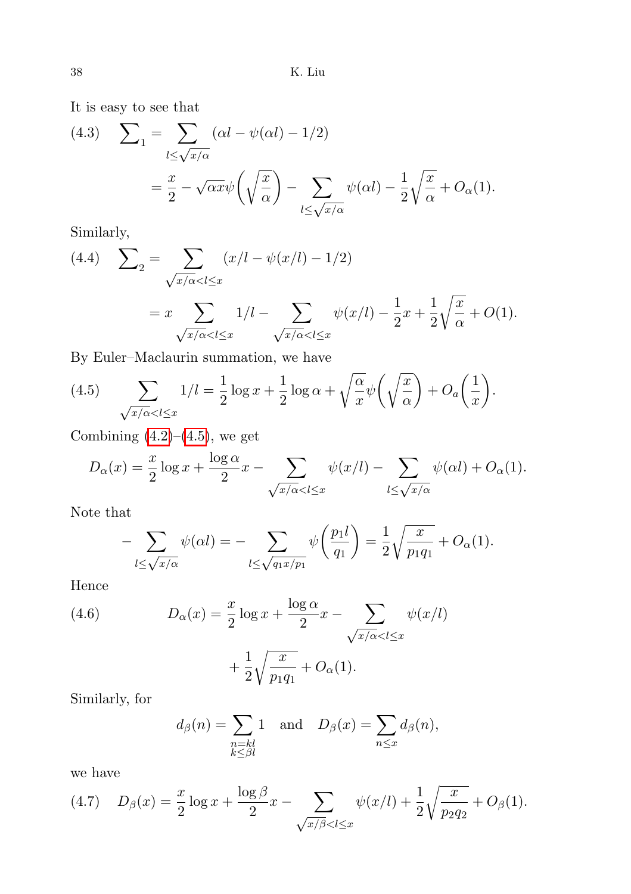It is easy to see that

$$
\begin{aligned}
(4.3)\qquad \sum\nolimits_1 &= \sum_{l\le\sqrt{x/\alpha}} (\alpha l - \psi(\alpha l) - 1/2) \\
&= \frac{x}{2} - \sqrt{\alpha x}\,\psi\Big(\sqrt{\frac{x}{\alpha}}\Big) - \sum_{l\le\sqrt{x/\alpha}} \psi(\alpha l) - \frac{1}{2}\sqrt{\frac{x}{\alpha}} + O_\alpha(1).
\end{aligned}
$$

Similarly,

$$
\begin{aligned}
(4.4)\qquad \sum\nolimits_2 &= \sum_{\sqrt{x/\alpha}<l\le x} (x/l - \psi(x/l) - 1/2) \\
&= x \sum_{\sqrt{x/\alpha}<l\le x} 1/l - \sum_{\sqrt{x/\alpha}<l\le x} \psi(x/l) - \frac{1}{2}x + \frac{1}{2}\sqrt{\frac{x}{\alpha}} + O(1).
\end{aligned}
$$

By Euler–Maclaurin summation, we have

$$
(4.5)\qquad \sum_{\sqrt{x/\alpha}<l\le x} 1/l = \frac{1}{2}\log x + \frac{1}{2}\log\alpha + \sqrt{\frac{\alpha}{x}}\,\psi\Big(\sqrt{\frac{x}{\alpha}}\Big) + O_a\Big(\frac{1}{x}\Big).
$$

Combining (4.2)–(4.5), we get

$$
D_\alpha(x) = \frac{x}{2}\log x + \frac{\log\alpha}{2}x - \sum_{\sqrt{x/\alpha}<l\le x} \psi(x/l) - \sum_{l\le\sqrt{x/\alpha}} \psi(\alpha l) + O_\alpha(1).
$$

Note that

$$
-\sum_{l\le\sqrt{x/\alpha}} \psi(\alpha l) = -\sum_{l\le\sqrt{q_1 x/p_1}} \psi\Big(\frac{p_1 l}{q_1}\Big) = \frac{1}{2}\sqrt{\frac{x}{p_1 q_1}} + O_\alpha(1).
$$

Hence

$$
\begin{aligned}
(4.6)\qquad D_\alpha(x) = \frac{x}{2}\log x + \frac{\log\alpha}{2}x &- \sum_{\sqrt{x/\alpha}<l\le x} \psi(x/l) \\
&+ \frac{1}{2}\sqrt{\frac{x}{p_1 q_1}} + O_\alpha(1).
\end{aligned}
$$

Similarly, for

$$
d_\beta(n) = \sum_{\substack{n=kl\\ k\le\beta l}} 1 \quad\text{and}\quad D_\beta(x) = \sum_{n\le x} d_\beta(n),
$$

we have

$$
(4.7)\qquad D_\beta(x) = \frac{x}{2}\log x + \frac{\log\beta}{2}x - \sum_{\sqrt{x/\beta}<l\le x} \psi(x/l) + \frac{1}{2}\sqrt{\frac{x}{p_2 q_2}} + O_\beta(1).
$$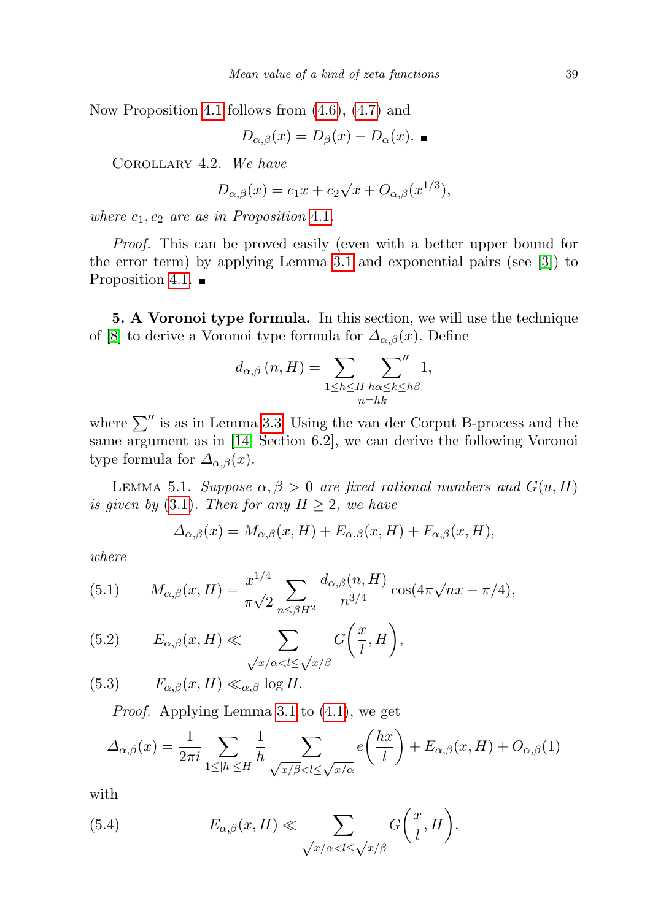Now Proposition 4.1 follows from (4.6), (4.7) and

$$D_{\alpha,\beta}(x) = D_\beta(x) - D_\alpha(x). \;\blacksquare$$

Corollary 4.2. *We have*

$$D_{\alpha,\beta}(x) = c_1 x + c_2\sqrt{x} + O_{\alpha,\beta}(x^{1/3}),$$

*where $c_1, c_2$ are as in Proposition* 4.1.

*Proof.* This can be proved easily (even with a better upper bound for the error term) by applying Lemma 3.1 and exponential pairs (see [3]) to Proposition 4.1. ■

**5. A Voronoi type formula.** In this section, we will use the technique of [8] to derive a Voronoi type formula for $\Delta_{\alpha,\beta}(x)$. Define

$$d_{\alpha,\beta}(n,H) = \sum_{\substack{1\le h\le H\\ n=hk}} \sideset{}{''}\sum_{h\alpha\le k\le h\beta} 1,$$

where $\sum''$ is as in Lemma 3.3. Using the van der Corput B-process and the same argument as in [14, Section 6.2], we can derive the following Voronoi type formula for $\Delta_{\alpha,\beta}(x)$.

Lemma 5.1. *Suppose $\alpha, \beta > 0$ are fixed rational numbers and $G(u,H)$ is given by* (3.1). *Then for any $H \ge 2$, we have*

$$\Delta_{\alpha,\beta}(x) = M_{\alpha,\beta}(x,H) + E_{\alpha,\beta}(x,H) + F_{\alpha,\beta}(x,H),$$

*where*

$$M_{\alpha,\beta}(x,H) = \frac{x^{1/4}}{\pi\sqrt{2}} \sum_{n\le\beta H^2} \frac{d_{\alpha,\beta}(n,H)}{n^{3/4}} \cos(4\pi\sqrt{nx} - \pi/4), \tag{5.1}$$

$$E_{\alpha,\beta}(x,H) \ll \sum_{\sqrt{x/\alpha}<l\le\sqrt{x/\beta}} G\left(\frac{x}{l}, H\right), \tag{5.2}$$

$$F_{\alpha,\beta}(x,H) \ll_{\alpha,\beta} \log H. \tag{5.3}$$

*Proof.* Applying Lemma 3.1 to (4.1), we get

$$\Delta_{\alpha,\beta}(x) = \frac{1}{2\pi i} \sum_{1\le|h|\le H} \frac{1}{h} \sum_{\sqrt{x/\beta}<l\le\sqrt{x/\alpha}} e\left(\frac{hx}{l}\right) + E_{\alpha,\beta}(x,H) + O_{\alpha,\beta}(1)$$

with

$$E_{\alpha,\beta}(x,H) \ll \sum_{\sqrt{x/\alpha}<l\le\sqrt{x/\beta}} G\left(\frac{x}{l}, H\right). \tag{5.4}$$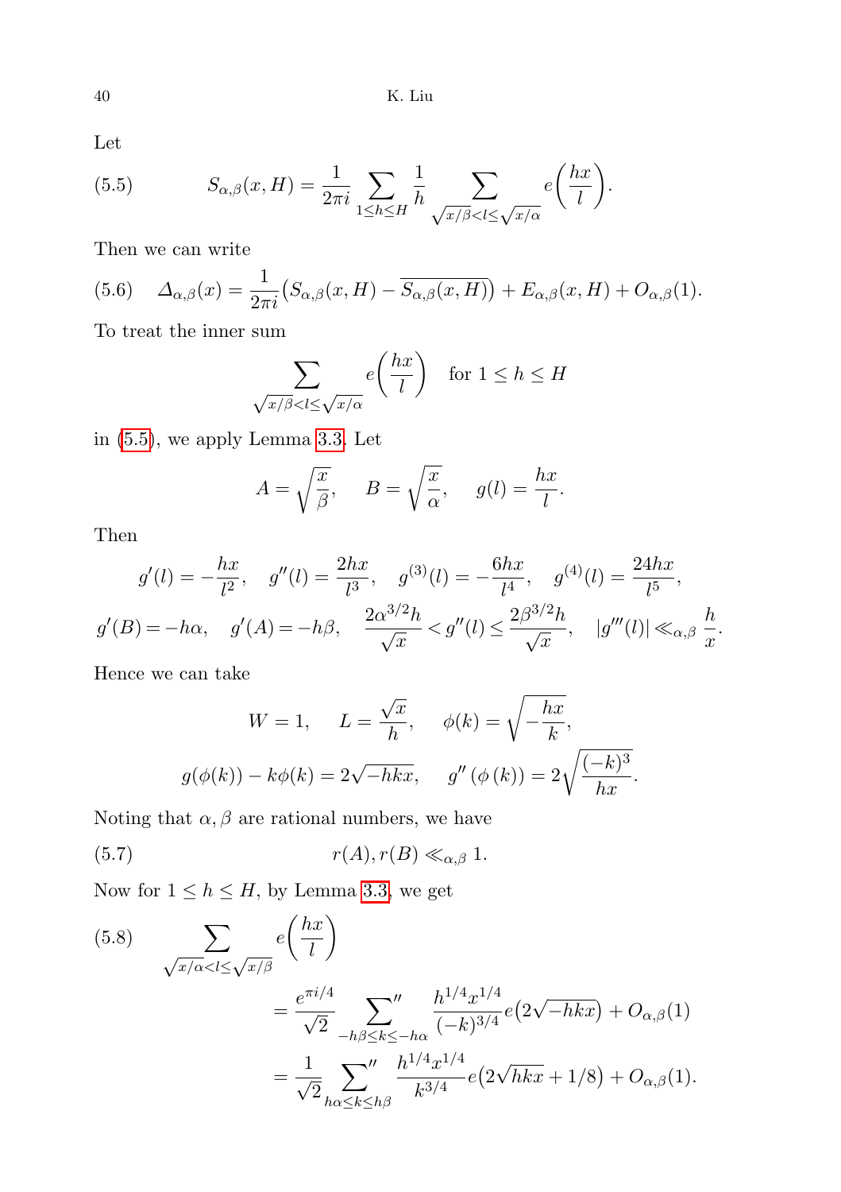Let

$$S_{\alpha,\beta}(x,H) = \frac{1}{2\pi i}\sum_{1\le h\le H}\frac{1}{h}\sum_{\sqrt{x/\beta}<l\le\sqrt{x/\alpha}} e\Big(\frac{hx}{l}\Big). \tag{5.5}$$

Then we can write

$$\Delta_{\alpha,\beta}(x) = \frac{1}{2\pi i}\big(S_{\alpha,\beta}(x,H) - \overline{S_{\alpha,\beta}(x,H)}\big) + E_{\alpha,\beta}(x,H) + O_{\alpha,\beta}(1). \tag{5.6}$$

To treat the inner sum

$$\sum_{\sqrt{x/\beta}<l\le\sqrt{x/\alpha}} e\Big(\frac{hx}{l}\Big) \quad \text{for } 1\le h\le H$$

in (5.5), we apply Lemma 3.3. Let

$$A = \sqrt{\frac{x}{\beta}},\qquad B = \sqrt{\frac{x}{\alpha}},\qquad g(l) = \frac{hx}{l}.$$

Then

$$g'(l) = -\frac{hx}{l^2},\quad g''(l) = \frac{2hx}{l^3},\quad g^{(3)}(l) = -\frac{6hx}{l^4},\quad g^{(4)}(l) = \frac{24hx}{l^5},$$

$$g'(B) = -h\alpha,\quad g'(A) = -h\beta,\quad \frac{2\alpha^{3/2}h}{\sqrt{x}} < g''(l) \le \frac{2\beta^{3/2}h}{\sqrt{x}},\quad |g'''(l)| \ll_{\alpha,\beta} \frac{h}{x}.$$

Hence we can take

$$W = 1,\qquad L = \frac{\sqrt{x}}{h},\qquad \phi(k) = \sqrt{-\frac{hx}{k}},$$

$$g(\phi(k)) - k\phi(k) = 2\sqrt{-hkx},\qquad g''(\phi(k)) = 2\sqrt{\frac{(-k)^3}{hx}}.$$

Noting that $\alpha,\beta$ are rational numbers, we have

$$r(A), r(B) \ll_{\alpha,\beta} 1. \tag{5.7}$$

Now for $1\le h\le H$, by Lemma 3.3, we get

$$\begin{aligned}\sum_{\sqrt{x/\alpha}<l\le\sqrt{x/\beta}} e\Big(\frac{hx}{l}\Big) &= \frac{e^{\pi i/4}}{\sqrt{2}}\sideset{}{''}\sum_{-h\beta\le k\le -h\alpha}\frac{h^{1/4}x^{1/4}}{(-k)^{3/4}} e\big(2\sqrt{-hkx}\big) + O_{\alpha,\beta}(1)\\ &= \frac{1}{\sqrt{2}}\sideset{}{''}\sum_{h\alpha\le k\le h\beta}\frac{h^{1/4}x^{1/4}}{k^{3/4}} e\big(2\sqrt{hkx}+1/8\big) + O_{\alpha,\beta}(1).\end{aligned} \tag{5.8}$$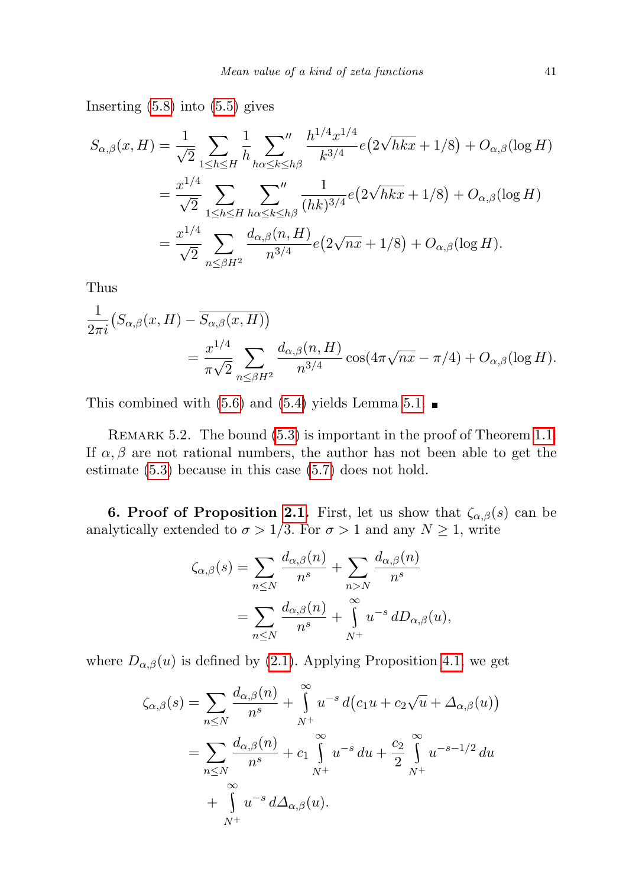Inserting (5.8) into (5.5) gives

$$
\begin{aligned}
S_{\alpha,\beta}(x,H) &= \frac{1}{\sqrt{2}} \sum_{1\le h\le H} \frac{1}{h} \sideset{}{''}\sum_{h\alpha\le k\le h\beta} \frac{h^{1/4}x^{1/4}}{k^{3/4}} e\big(2\sqrt{hkx}+1/8\big) + O_{\alpha,\beta}(\log H) \\
&= \frac{x^{1/4}}{\sqrt{2}} \sum_{1\le h\le H} \sideset{}{''}\sum_{h\alpha\le k\le h\beta} \frac{1}{(hk)^{3/4}} e\big(2\sqrt{hkx}+1/8\big) + O_{\alpha,\beta}(\log H) \\
&= \frac{x^{1/4}}{\sqrt{2}} \sum_{n\le \beta H^2} \frac{d_{\alpha,\beta}(n,H)}{n^{3/4}} e\big(2\sqrt{nx}+1/8\big) + O_{\alpha,\beta}(\log H).
\end{aligned}
$$

Thus

$$
\begin{aligned}
\frac{1}{2\pi i}&\big(S_{\alpha,\beta}(x,H) - \overline{S_{\alpha,\beta}(x,H)}\big) \\
&= \frac{x^{1/4}}{\pi\sqrt{2}} \sum_{n\le \beta H^2} \frac{d_{\alpha,\beta}(n,H)}{n^{3/4}} \cos(4\pi\sqrt{nx}-\pi/4) + O_{\alpha,\beta}(\log H).
\end{aligned}
$$

This combined with (5.6) and (5.4) yields Lemma 5.1. ■

Remark 5.2. The bound (5.3) is important in the proof of Theorem 1.1. If $\alpha, \beta$ are not rational numbers, the author has not been able to get the estimate (5.3) because in this case (5.7) does not hold.

**6. Proof of Proposition 2.1.** First, let us show that $\zeta_{\alpha,\beta}(s)$ can be analytically extended to $\sigma > 1/3$. For $\sigma > 1$ and any $N \ge 1$, write

$$
\begin{aligned}
\zeta_{\alpha,\beta}(s) &= \sum_{n\le N} \frac{d_{\alpha,\beta}(n)}{n^s} + \sum_{n>N} \frac{d_{\alpha,\beta}(n)}{n^s} \\
&= \sum_{n\le N} \frac{d_{\alpha,\beta}(n)}{n^s} + \int_{N^+}^{\infty} u^{-s}\, dD_{\alpha,\beta}(u),
\end{aligned}
$$

where $D_{\alpha,\beta}(u)$ is defined by (2.1). Applying Proposition 4.1, we get

$$
\begin{aligned}
\zeta_{\alpha,\beta}(s) &= \sum_{n\le N} \frac{d_{\alpha,\beta}(n)}{n^s} + \int_{N^+}^{\infty} u^{-s}\, d\big(c_1 u + c_2\sqrt{u} + \Delta_{\alpha,\beta}(u)\big) \\
&= \sum_{n\le N} \frac{d_{\alpha,\beta}(n)}{n^s} + c_1 \int_{N^+}^{\infty} u^{-s}\, du + \frac{c_2}{2} \int_{N^+}^{\infty} u^{-s-1/2}\, du \\
&\quad + \int_{N^+}^{\infty} u^{-s}\, d\Delta_{\alpha,\beta}(u).
\end{aligned}
$$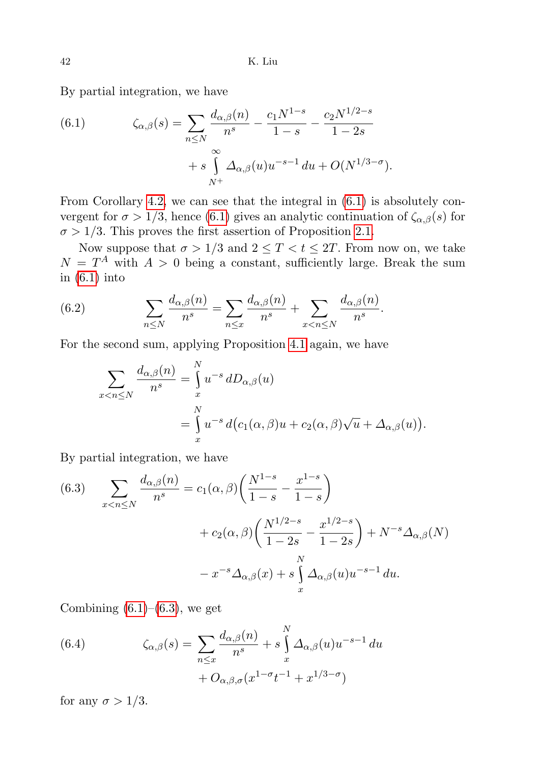By partial integration, we have

$$\zeta_{\alpha,\beta}(s) = \sum_{n\le N} \frac{d_{\alpha,\beta}(n)}{n^s} - \frac{c_1 N^{1-s}}{1-s} - \frac{c_2 N^{1/2-s}}{1-2s} + s\int_{N^+}^{\infty} \Delta_{\alpha,\beta}(u) u^{-s-1}\,du + O(N^{1/3-\sigma}). \tag{6.1}$$

From Corollary 4.2, we can see that the integral in (6.1) is absolutely convergent for $\sigma > 1/3$, hence (6.1) gives an analytic continuation of $\zeta_{\alpha,\beta}(s)$ for $\sigma > 1/3$. This proves the first assertion of Proposition 2.1.

Now suppose that $\sigma > 1/3$ and $2 \le T < t \le 2T$. From now on, we take $N = T^A$ with $A > 0$ being a constant, sufficiently large. Break the sum in (6.1) into

$$\sum_{n\le N} \frac{d_{\alpha,\beta}(n)}{n^s} = \sum_{n\le x} \frac{d_{\alpha,\beta}(n)}{n^s} + \sum_{x<n\le N} \frac{d_{\alpha,\beta}(n)}{n^s}. \tag{6.2}$$

For the second sum, applying Proposition 4.1 again, we have

$$\begin{aligned}\sum_{x<n\le N} \frac{d_{\alpha,\beta}(n)}{n^s} &= \int_x^N u^{-s}\,dD_{\alpha,\beta}(u)\\ &= \int_x^N u^{-s}\,d\big(c_1(\alpha,\beta)u + c_2(\alpha,\beta)\sqrt{u} + \Delta_{\alpha,\beta}(u)\big).\end{aligned}$$

By partial integration, we have

$$\begin{aligned}\sum_{x<n\le N} \frac{d_{\alpha,\beta}(n)}{n^s} &= c_1(\alpha,\beta)\bigg(\frac{N^{1-s}}{1-s} - \frac{x^{1-s}}{1-s}\bigg)\\ &\quad + c_2(\alpha,\beta)\bigg(\frac{N^{1/2-s}}{1-2s} - \frac{x^{1/2-s}}{1-2s}\bigg) + N^{-s}\Delta_{\alpha,\beta}(N)\\ &\quad - x^{-s}\Delta_{\alpha,\beta}(x) + s\int_x^N \Delta_{\alpha,\beta}(u)u^{-s-1}\,du.\end{aligned} \tag{6.3}$$

Combining (6.1)–(6.3), we get

$$\zeta_{\alpha,\beta}(s) = \sum_{n\le x} \frac{d_{\alpha,\beta}(n)}{n^s} + s\int_x^N \Delta_{\alpha,\beta}(u)u^{-s-1}\,du + O_{\alpha,\beta,\sigma}(x^{1-\sigma}t^{-1} + x^{1/3-\sigma}) \tag{6.4}$$

for any $\sigma > 1/3$.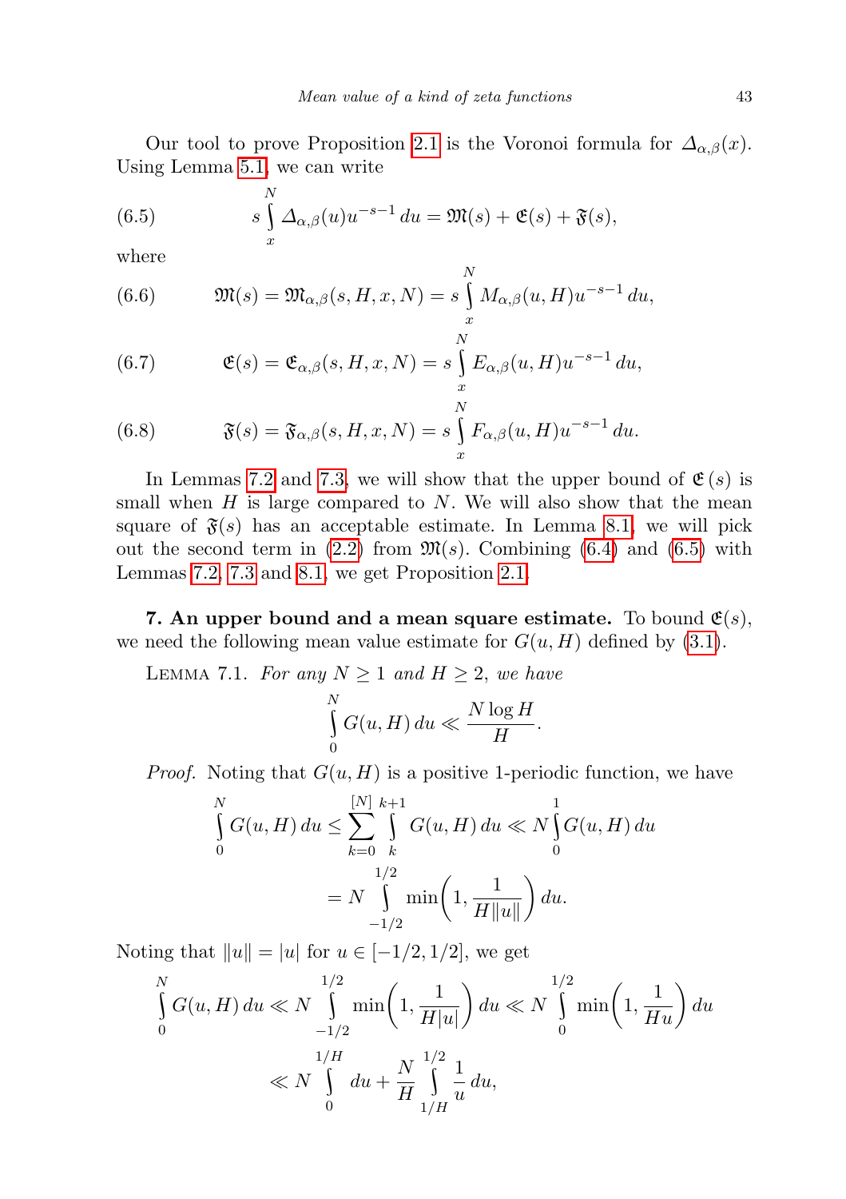Our tool to prove Proposition 2.1 is the Voronoi formula for $\Delta_{\alpha,\beta}(x)$. Using Lemma 5.1, we can write

$$s\int_x^N \Delta_{\alpha,\beta}(u)u^{-s-1}\,du = \mathfrak{M}(s)+\mathfrak{E}(s)+\mathfrak{F}(s), \tag{6.5}$$

where

$$\mathfrak{M}(s)=\mathfrak{M}_{\alpha,\beta}(s,H,x,N)=s\int_x^N M_{\alpha,\beta}(u,H)u^{-s-1}\,du, \tag{6.6}$$

$$\mathfrak{E}(s)=\mathfrak{E}_{\alpha,\beta}(s,H,x,N)=s\int_x^N E_{\alpha,\beta}(u,H)u^{-s-1}\,du, \tag{6.7}$$

$$\mathfrak{F}(s)=\mathfrak{F}_{\alpha,\beta}(s,H,x,N)=s\int_x^N F_{\alpha,\beta}(u,H)u^{-s-1}\,du. \tag{6.8}$$

In Lemmas 7.2 and 7.3, we will show that the upper bound of $\mathfrak{E}(s)$ is small when $H$ is large compared to $N$. We will also show that the mean square of $\mathfrak{F}(s)$ has an acceptable estimate. In Lemma 8.1, we will pick out the second term in (2.2) from $\mathfrak{M}(s)$. Combining (6.4) and (6.5) with Lemmas 7.2, 7.3 and 8.1, we get Proposition 2.1.

**7. An upper bound and a mean square estimate.** To bound $\mathfrak{E}(s)$, we need the following mean value estimate for $G(u,H)$ defined by (3.1).

Lemma 7.1. *For any $N\ge 1$ and $H\ge 2$, we have*

$$\int_0^N G(u,H)\,du \ll \frac{N\log H}{H}.$$

*Proof.* Noting that $G(u,H)$ is a positive 1-periodic function, we have

$$\begin{aligned}\int_0^N G(u,H)\,du &\le \sum_{k=0}^{[N]}\int_k^{k+1} G(u,H)\,du \ll N\int_0^1 G(u,H)\,du\\ &= N\int_{-1/2}^{1/2}\min\left(1,\frac{1}{H\|u\|}\right)du.\end{aligned}$$

Noting that $\|u\|=|u|$ for $u\in[-1/2,1/2]$, we get

$$\begin{aligned}\int_0^N G(u,H)\,du &\ll N\int_{-1/2}^{1/2}\min\left(1,\frac{1}{H|u|}\right)du \ll N\int_0^{1/2}\min\left(1,\frac{1}{Hu}\right)du\\ &\ll N\int_0^{1/H}du+\frac{N}{H}\int_{1/H}^{1/2}\frac{1}{u}\,du,\end{aligned}$$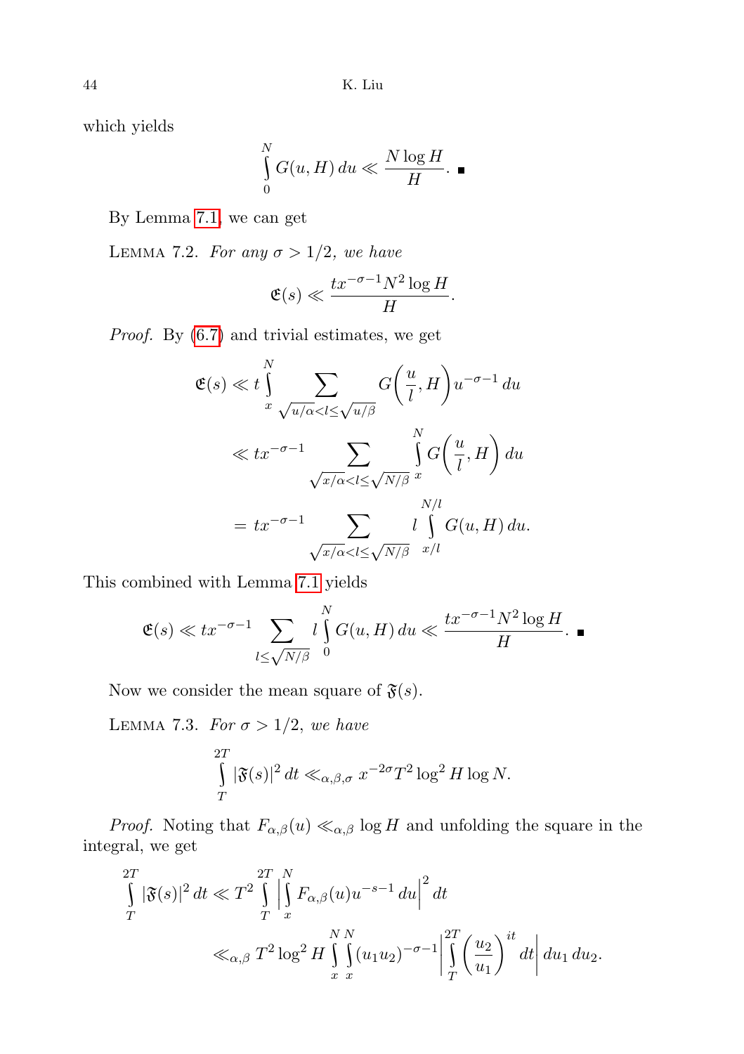which yields

$$\int_0^N G(u,H)\,du \ll \frac{N\log H}{H}. \quad \blacksquare$$

By Lemma 7.1, we can get

LEMMA 7.2. *For any $\sigma > 1/2$, we have*

$$\mathfrak{E}(s) \ll \frac{tx^{-\sigma-1}N^2\log H}{H}.$$

*Proof.* By (6.7) and trivial estimates, we get

$$\begin{aligned}
\mathfrak{E}(s) &\ll t\int_x^N \sum_{\sqrt{u/\alpha}<l\le\sqrt{u/\beta}} G\bigg(\frac{u}{l},H\bigg)u^{-\sigma-1}\,du \\
&\ll tx^{-\sigma-1}\sum_{\sqrt{x/\alpha}<l\le\sqrt{N/\beta}}\int_x^N G\bigg(\frac{u}{l},H\bigg)\,du \\
&= tx^{-\sigma-1}\sum_{\sqrt{x/\alpha}<l\le\sqrt{N/\beta}} l\int_{x/l}^{N/l} G(u,H)\,du.
\end{aligned}$$

This combined with Lemma 7.1 yields

$$\mathfrak{E}(s) \ll tx^{-\sigma-1}\sum_{l\le\sqrt{N/\beta}} l\int_0^N G(u,H)\,du \ll \frac{tx^{-\sigma-1}N^2\log H}{H}. \quad \blacksquare$$

Now we consider the mean square of $\mathfrak{F}(s)$.

LEMMA 7.3. *For $\sigma > 1/2$, we have*

$$\int_T^{2T} |\mathfrak{F}(s)|^2\,dt \ll_{\alpha,\beta,\sigma} x^{-2\sigma}T^2\log^2 H\log N.$$

*Proof.* Noting that $F_{\alpha,\beta}(u) \ll_{\alpha,\beta} \log H$ and unfolding the square in the integral, we get

$$\begin{aligned}
\int_T^{2T} |\mathfrak{F}(s)|^2\,dt &\ll T^2\int_T^{2T}\bigg|\int_x^N F_{\alpha,\beta}(u)u^{-s-1}\,du\bigg|^2\,dt \\
&\ll_{\alpha,\beta} T^2\log^2 H\int_x^N\int_x^N (u_1u_2)^{-\sigma-1}\bigg|\int_T^{2T}\bigg(\frac{u_2}{u_1}\bigg)^{it}\,dt\bigg|\,du_1\,du_2.
\end{aligned}$$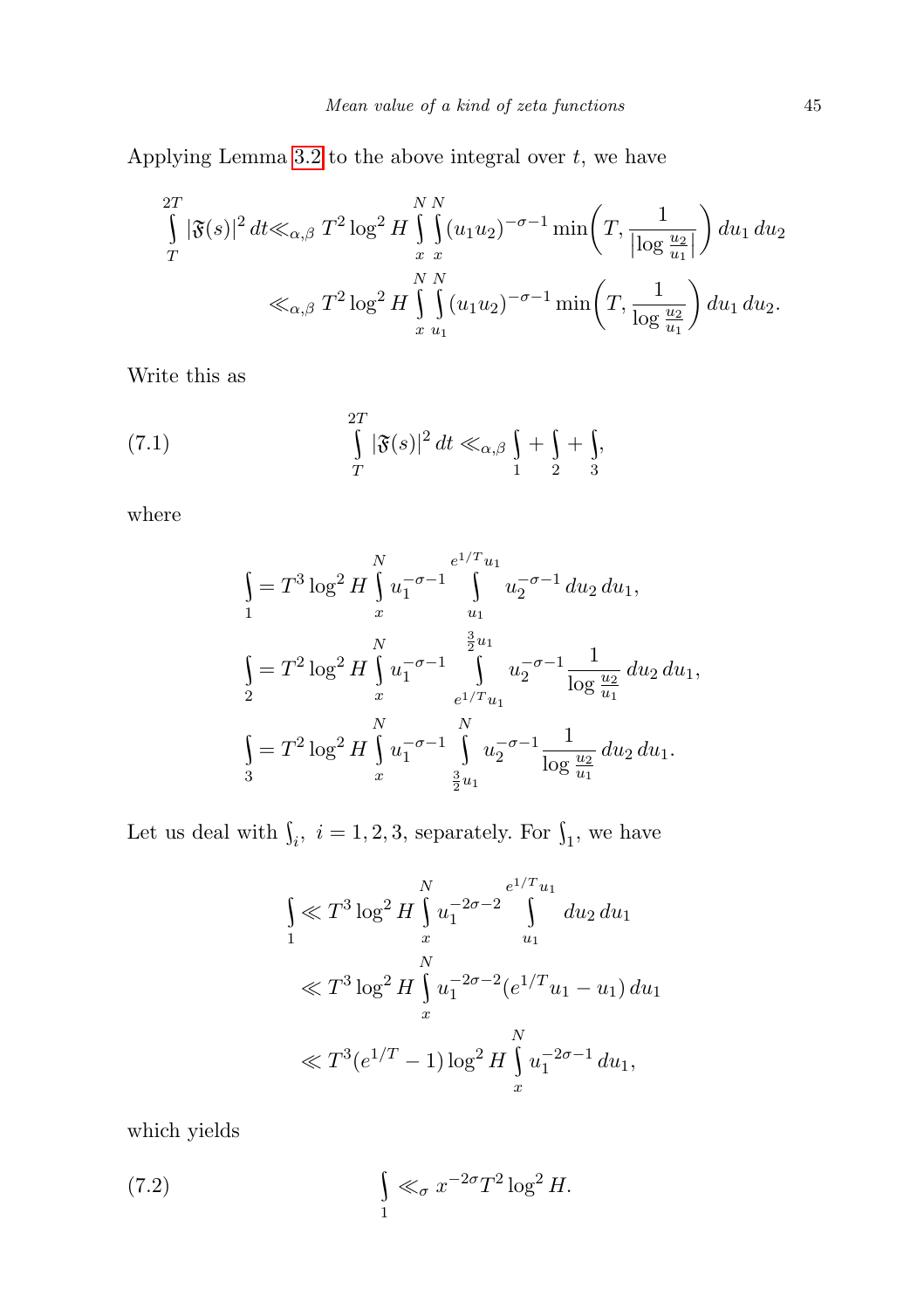Applying Lemma 3.2 to the above integral over $t$, we have

$$
\begin{aligned}
\int_T^{2T} |\mathfrak{F}(s)|^2 \, dt &\ll_{\alpha,\beta} T^2 \log^2 H \int_x^N \int_x^N (u_1 u_2)^{-\sigma-1} \min\biggl(T, \frac{1}{|\log \frac{u_2}{u_1}|}\biggr) \, du_1 \, du_2 \\
&\ll_{\alpha,\beta} T^2 \log^2 H \int_x^N \int_{u_1}^N (u_1 u_2)^{-\sigma-1} \min\biggl(T, \frac{1}{\log \frac{u_2}{u_1}}\biggr) \, du_1 \, du_2.
\end{aligned}
$$

Write this as

$$
\int_T^{2T} |\mathfrak{F}(s)|^2 \, dt \ll_{\alpha,\beta} \int_1 + \int_2 + \int_3, \tag{7.1}
$$

where

$$
\begin{aligned}
\int_1 &= T^3 \log^2 H \int_x^N u_1^{-\sigma-1} \int_{u_1}^{e^{1/T} u_1} u_2^{-\sigma-1} \, du_2 \, du_1, \\
\int_2 &= T^2 \log^2 H \int_x^N u_1^{-\sigma-1} \int_{e^{1/T} u_1}^{\frac{3}{2} u_1} u_2^{-\sigma-1} \frac{1}{\log \frac{u_2}{u_1}} \, du_2 \, du_1, \\
\int_3 &= T^2 \log^2 H \int_x^N u_1^{-\sigma-1} \int_{\frac{3}{2} u_1}^{N} u_2^{-\sigma-1} \frac{1}{\log \frac{u_2}{u_1}} \, du_2 \, du_1.
\end{aligned}
$$

Let us deal with $\int_i$, $i = 1, 2, 3$, separately. For $\int_1$, we have

$$
\begin{aligned}
\int_1 &\ll T^3 \log^2 H \int_x^N u_1^{-2\sigma-2} \int_{u_1}^{e^{1/T} u_1} du_2 \, du_1 \\
&\ll T^3 \log^2 H \int_x^N u_1^{-2\sigma-2} (e^{1/T} u_1 - u_1) \, du_1 \\
&\ll T^3 (e^{1/T} - 1) \log^2 H \int_x^N u_1^{-2\sigma-1} \, du_1,
\end{aligned}
$$

which yields

$$
\int_1 \ll_\sigma x^{-2\sigma} T^2 \log^2 H. \tag{7.2}
$$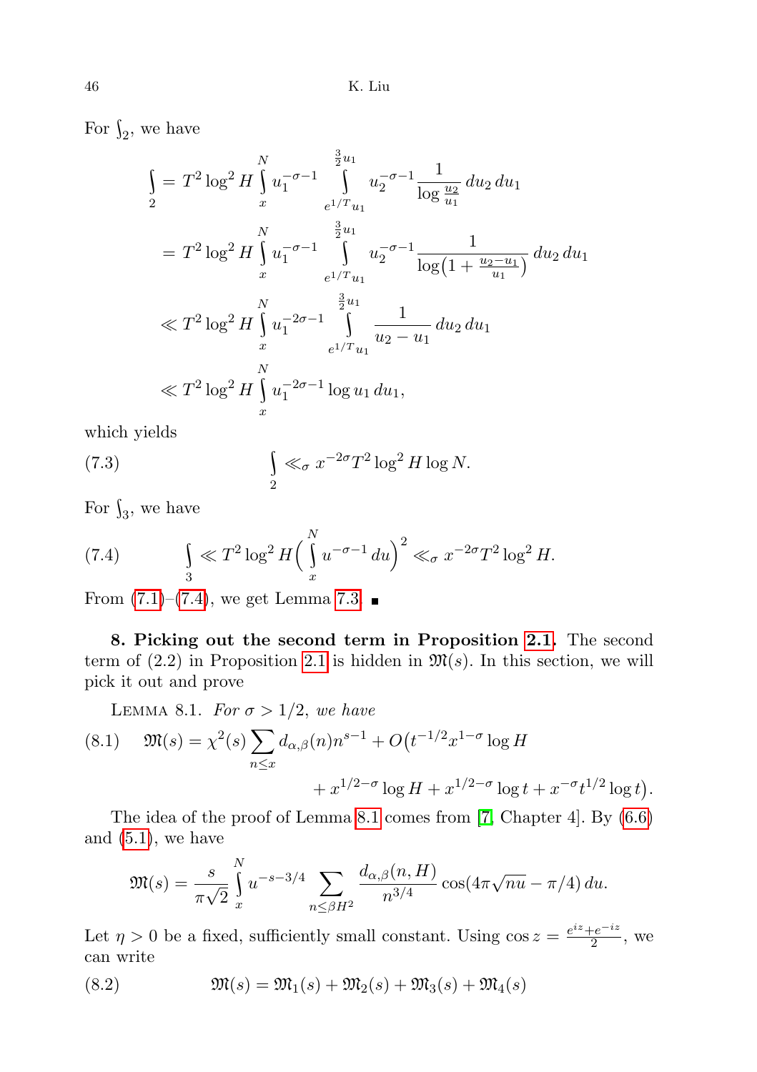For $\int_2$, we have

$$\int_2 = T^2 \log^2 H \int_x^N u_1^{-\sigma-1} \int_{e^{1/T}u_1}^{\frac{3}{2}u_1} u_2^{-\sigma-1} \frac{1}{\log \frac{u_2}{u_1}}\, du_2\, du_1$$

$$= T^2 \log^2 H \int_x^N u_1^{-\sigma-1} \int_{e^{1/T}u_1}^{\frac{3}{2}u_1} u_2^{-\sigma-1} \frac{1}{\log\bigl(1+\frac{u_2-u_1}{u_1}\bigr)}\, du_2\, du_1$$

$$\ll T^2 \log^2 H \int_x^N u_1^{-2\sigma-1} \int_{e^{1/T}u_1}^{\frac{3}{2}u_1} \frac{1}{u_2-u_1}\, du_2\, du_1$$

$$\ll T^2 \log^2 H \int_x^N u_1^{-2\sigma-1} \log u_1\, du_1,$$

which yields

$$\int_2 \ll_\sigma x^{-2\sigma} T^2 \log^2 H \log N. \tag{7.3}$$

For $\int_3$, we have

$$\int_3 \ll T^2 \log^2 H \Bigl(\int_x^N u^{-\sigma-1}\, du\Bigr)^2 \ll_\sigma x^{-2\sigma} T^2 \log^2 H. \tag{7.4}$$

From (7.1)–(7.4), we get Lemma 7.3. ∎

**8. Picking out the second term in Proposition 2.1.** The second term of (2.2) in Proposition 2.1 is hidden in $\mathfrak{M}(s)$. In this section, we will pick it out and prove

Lemma 8.1. *For $\sigma > 1/2$, we have*

$$\mathfrak{M}(s) = \chi^2(s) \sum_{n\le x} d_{\alpha,\beta}(n) n^{s-1} + O\bigl(t^{-1/2} x^{1-\sigma} \log H + x^{1/2-\sigma} \log H + x^{1/2-\sigma} \log t + x^{-\sigma} t^{1/2} \log t\bigr). \tag{8.1}$$

The idea of the proof of Lemma 8.1 comes from [7, Chapter 4]. By (6.6) and (5.1), we have

$$\mathfrak{M}(s) = \frac{s}{\pi\sqrt{2}} \int_x^N u^{-s-3/4} \sum_{n\le \beta H^2} \frac{d_{\alpha,\beta}(n,H)}{n^{3/4}} \cos(4\pi\sqrt{nu} - \pi/4)\, du.$$

Let $\eta > 0$ be a fixed, sufficiently small constant. Using $\cos z = \frac{e^{iz}+e^{-iz}}{2}$, we can write

$$\mathfrak{M}(s) = \mathfrak{M}_1(s) + \mathfrak{M}_2(s) + \mathfrak{M}_3(s) + \mathfrak{M}_4(s) \tag{8.2}$$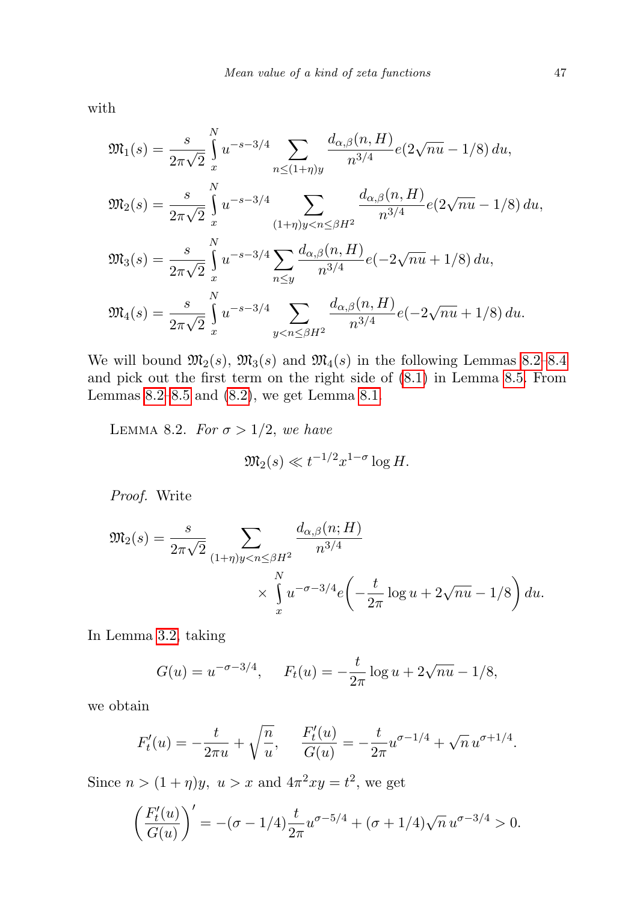with

$$\mathfrak{M}_1(s) = \frac{s}{2\pi\sqrt{2}} \int_x^N u^{-s-3/4} \sum_{n\le(1+\eta)y} \frac{d_{\alpha,\beta}(n,H)}{n^{3/4}} e(2\sqrt{nu} - 1/8)\,du,$$

$$\mathfrak{M}_2(s) = \frac{s}{2\pi\sqrt{2}} \int_x^N u^{-s-3/4} \sum_{(1+\eta)y<n\le\beta H^2} \frac{d_{\alpha,\beta}(n,H)}{n^{3/4}} e(2\sqrt{nu} - 1/8)\,du,$$

$$\mathfrak{M}_3(s) = \frac{s}{2\pi\sqrt{2}} \int_x^N u^{-s-3/4} \sum_{n\le y} \frac{d_{\alpha,\beta}(n,H)}{n^{3/4}} e(-2\sqrt{nu} + 1/8)\,du,$$

$$\mathfrak{M}_4(s) = \frac{s}{2\pi\sqrt{2}} \int_x^N u^{-s-3/4} \sum_{y<n\le\beta H^2} \frac{d_{\alpha,\beta}(n,H)}{n^{3/4}} e(-2\sqrt{nu} + 1/8)\,du.$$

We will bound $\mathfrak{M}_2(s)$, $\mathfrak{M}_3(s)$ and $\mathfrak{M}_4(s)$ in the following Lemmas 8.2–8.4 and pick out the first term on the right side of (8.1) in Lemma 8.5. From Lemmas 8.2–8.5 and (8.2), we get Lemma 8.1.

Lemma 8.2. *For $\sigma > 1/2$, we have*

$$\mathfrak{M}_2(s) \ll t^{-1/2} x^{1-\sigma} \log H.$$

*Proof.* Write

$$\mathfrak{M}_2(s) = \frac{s}{2\pi\sqrt{2}} \sum_{(1+\eta)y<n\le\beta H^2} \frac{d_{\alpha,\beta}(n;H)}{n^{3/4}} \times \int_x^N u^{-\sigma-3/4} e\Big(-\frac{t}{2\pi}\log u + 2\sqrt{nu} - 1/8\Big)\,du.$$

In Lemma 3.2, taking

$$G(u) = u^{-\sigma-3/4}, \qquad F_t(u) = -\frac{t}{2\pi}\log u + 2\sqrt{nu} - 1/8,$$

we obtain

$$F_t'(u) = -\frac{t}{2\pi u} + \sqrt{\frac{n}{u}}, \qquad \frac{F_t'(u)}{G(u)} = -\frac{t}{2\pi} u^{\sigma-1/4} + \sqrt{n}\,u^{\sigma+1/4}.$$

Since $n > (1+\eta)y$, $u > x$ and $4\pi^2 xy = t^2$, we get

$$\Big(\frac{F_t'(u)}{G(u)}\Big)' = -(\sigma - 1/4)\frac{t}{2\pi} u^{\sigma-5/4} + (\sigma + 1/4)\sqrt{n}\,u^{\sigma-3/4} > 0.$$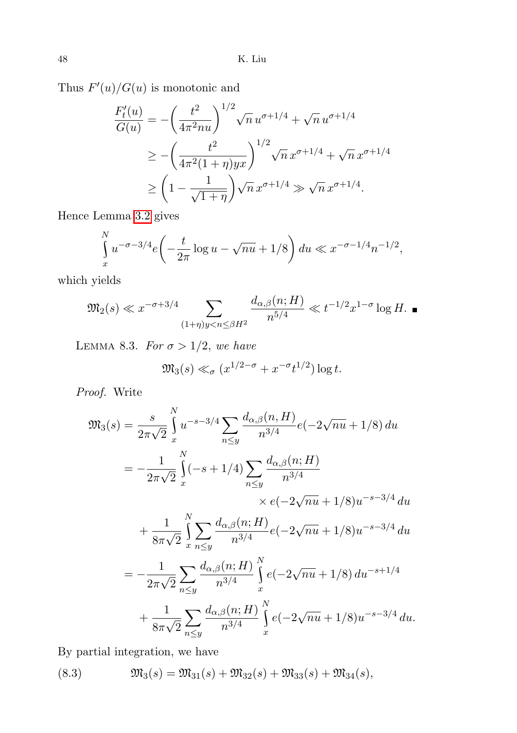Thus $F'(u)/G(u)$ is monotonic and

$$\begin{aligned}
\frac{F_t'(u)}{G(u)} &= -\left(\frac{t^2}{4\pi^2 nu}\right)^{1/2}\sqrt{n}\,u^{\sigma+1/4} + \sqrt{n}\,u^{\sigma+1/4} \\
&\ge -\left(\frac{t^2}{4\pi^2(1+\eta)yx}\right)^{1/2}\sqrt{n}\,x^{\sigma+1/4} + \sqrt{n}\,x^{\sigma+1/4} \\
&\ge \left(1 - \frac{1}{\sqrt{1+\eta}}\right)\sqrt{n}\,x^{\sigma+1/4} \gg \sqrt{n}\,x^{\sigma+1/4}.
\end{aligned}$$

Hence Lemma 3.2 gives

$$\int_x^N u^{-\sigma-3/4} e\left(-\frac{t}{2\pi}\log u - \sqrt{nu} + 1/8\right) du \ll x^{-\sigma-1/4} n^{-1/2},$$

which yields

$$\mathfrak{M}_2(s) \ll x^{-\sigma+3/4} \sum_{(1+\eta)y<n\le \beta H^2} \frac{d_{\alpha,\beta}(n;H)}{n^{5/4}} \ll t^{-1/2}x^{1-\sigma}\log H. \ \blacksquare$$

Lemma 8.3. *For $\sigma > 1/2$, we have*

$$\mathfrak{M}_3(s) \ll_\sigma (x^{1/2-\sigma} + x^{-\sigma}t^{1/2})\log t.$$

*Proof.* Write

$$\begin{aligned}
\mathfrak{M}_3(s) &= \frac{s}{2\pi\sqrt{2}} \int_x^N u^{-s-3/4} \sum_{n\le y} \frac{d_{\alpha,\beta}(n,H)}{n^{3/4}} e(-2\sqrt{nu}+1/8)\,du \\
&= -\frac{1}{2\pi\sqrt{2}} \int_x^N (-s+1/4) \sum_{n\le y} \frac{d_{\alpha,\beta}(n;H)}{n^{3/4}} \\
&\qquad\qquad \times e(-2\sqrt{nu}+1/8)u^{-s-3/4}\,du \\
&\quad + \frac{1}{8\pi\sqrt{2}} \int_x^N \sum_{n\le y} \frac{d_{\alpha,\beta}(n;H)}{n^{3/4}} e(-2\sqrt{nu}+1/8)u^{-s-3/4}\,du \\
&= -\frac{1}{2\pi\sqrt{2}} \sum_{n\le y} \frac{d_{\alpha,\beta}(n;H)}{n^{3/4}} \int_x^N e(-2\sqrt{nu}+1/8)\,du^{-s+1/4} \\
&\quad + \frac{1}{8\pi\sqrt{2}} \sum_{n\le y} \frac{d_{\alpha,\beta}(n;H)}{n^{3/4}} \int_x^N e(-2\sqrt{nu}+1/8)u^{-s-3/4}\,du.
\end{aligned}$$

By partial integration, we have

$$\mathfrak{M}_3(s) = \mathfrak{M}_{31}(s) + \mathfrak{M}_{32}(s) + \mathfrak{M}_{33}(s) + \mathfrak{M}_{34}(s), \tag{8.3}$$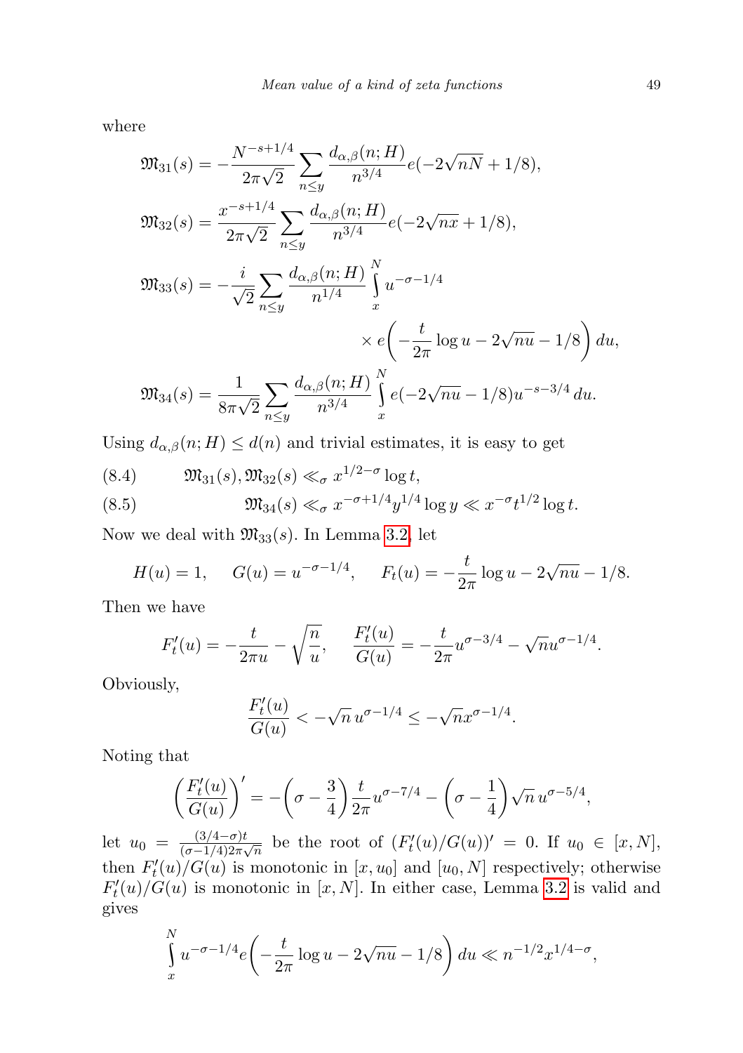where

$$\mathfrak{M}_{31}(s) = -\frac{N^{-s+1/4}}{2\pi\sqrt{2}} \sum_{n\le y} \frac{d_{\alpha,\beta}(n;H)}{n^{3/4}} e(-2\sqrt{nN}+1/8),$$

$$\mathfrak{M}_{32}(s) = \frac{x^{-s+1/4}}{2\pi\sqrt{2}} \sum_{n\le y} \frac{d_{\alpha,\beta}(n;H)}{n^{3/4}} e(-2\sqrt{nx}+1/8),$$

$$\mathfrak{M}_{33}(s) = -\frac{i}{\sqrt{2}} \sum_{n\le y} \frac{d_{\alpha,\beta}(n;H)}{n^{1/4}} \int\limits_x^N u^{-\sigma-1/4} \times e\left(-\frac{t}{2\pi}\log u - 2\sqrt{nu} - 1/8\right) du,$$

$$\mathfrak{M}_{34}(s) = \frac{1}{8\pi\sqrt{2}} \sum_{n\le y} \frac{d_{\alpha,\beta}(n;H)}{n^{3/4}} \int\limits_x^N e(-2\sqrt{nu}-1/8) u^{-s-3/4}\, du.$$

Using $d_{\alpha,\beta}(n;H) \le d(n)$ and trivial estimates, it is easy to get

$$\mathfrak{M}_{31}(s), \mathfrak{M}_{32}(s) \ll_\sigma x^{1/2-\sigma}\log t, \tag{8.4}$$

$$\mathfrak{M}_{34}(s) \ll_\sigma x^{-\sigma+1/4} y^{1/4}\log y \ll x^{-\sigma} t^{1/2}\log t. \tag{8.5}$$

Now we deal with $\mathfrak{M}_{33}(s)$. In Lemma 3.2, let

$$H(u)=1, \qquad G(u) = u^{-\sigma-1/4}, \qquad F_t(u) = -\frac{t}{2\pi}\log u - 2\sqrt{nu} - 1/8.$$

Then we have

$$F_t'(u) = -\frac{t}{2\pi u} - \sqrt{\frac{n}{u}}, \qquad \frac{F_t'(u)}{G(u)} = -\frac{t}{2\pi}u^{\sigma-3/4} - \sqrt{n}u^{\sigma-1/4}.$$

Obviously,

$$\frac{F_t'(u)}{G(u)} < -\sqrt{n}\,u^{\sigma-1/4} \le -\sqrt{n}x^{\sigma-1/4}.$$

Noting that

$$\left(\frac{F_t'(u)}{G(u)}\right)' = -\left(\sigma-\frac{3}{4}\right)\frac{t}{2\pi}u^{\sigma-7/4} - \left(\sigma-\frac{1}{4}\right)\sqrt{n}\,u^{\sigma-5/4},$$

let $u_0 = \frac{(3/4-\sigma)t}{(\sigma-1/4)2\pi\sqrt{n}}$ be the root of $(F_t'(u)/G(u))' = 0$. If $u_0 \in [x,N]$, then $F_t'(u)/G(u)$ is monotonic in $[x,u_0]$ and $[u_0,N]$ respectively; otherwise $F_t'(u)/G(u)$ is monotonic in $[x,N]$. In either case, Lemma 3.2 is valid and gives

$$\int\limits_x^N u^{-\sigma-1/4} e\left(-\frac{t}{2\pi}\log u - 2\sqrt{nu} - 1/8\right) du \ll n^{-1/2}x^{1/4-\sigma},$$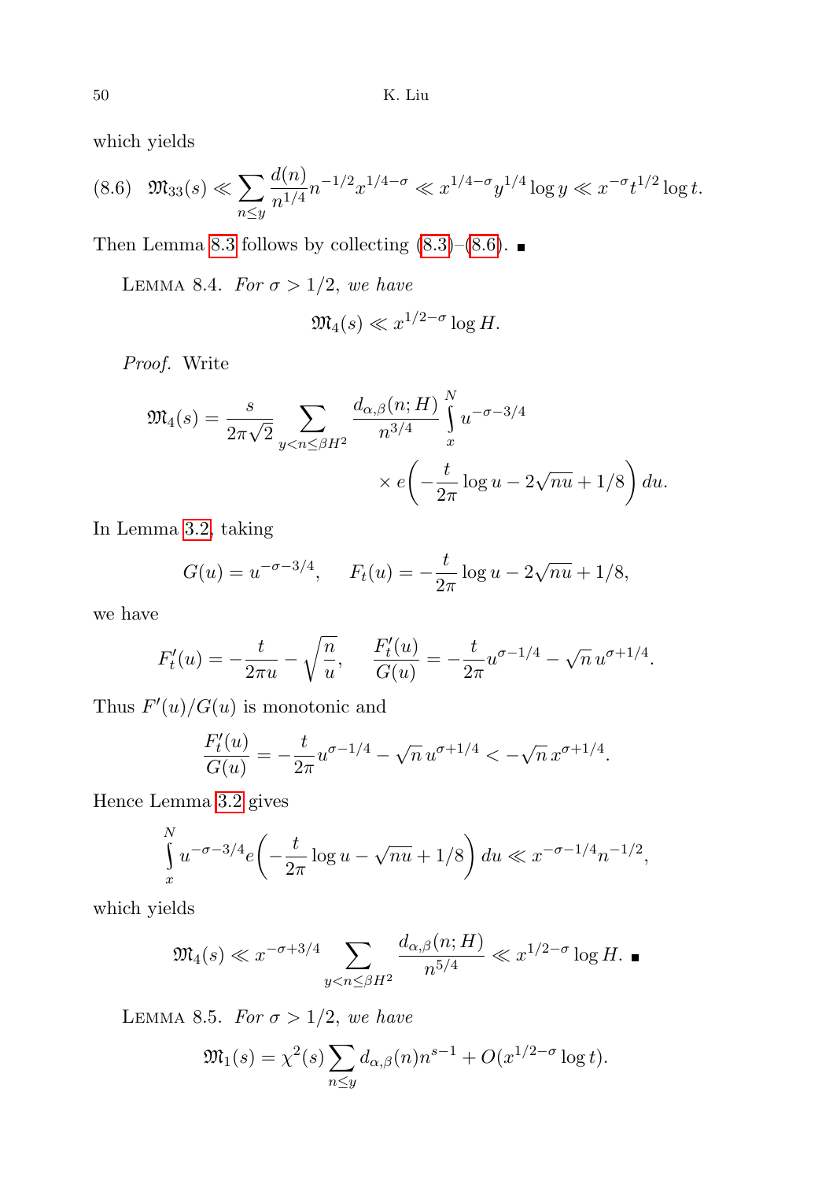which yields

$$(8.6)\quad \mathfrak{M}_{33}(s) \ll \sum_{n\le y} \frac{d(n)}{n^{1/4}} n^{-1/2} x^{1/4-\sigma} \ll x^{1/4-\sigma} y^{1/4}\log y \ll x^{-\sigma} t^{1/2}\log t.$$

Then Lemma 8.3 follows by collecting (8.3)–(8.6). ∎

Lemma 8.4. *For $\sigma > 1/2$, we have*

$$\mathfrak{M}_4(s) \ll x^{1/2-\sigma}\log H.$$

*Proof.* Write

$$\mathfrak{M}_4(s) = \frac{s}{2\pi\sqrt{2}} \sum_{y<n\le \beta H^2} \frac{d_{\alpha,\beta}(n;H)}{n^{3/4}} \int_x^N u^{-\sigma-3/4} \times e\biggl(-\frac{t}{2\pi}\log u - 2\sqrt{nu} + 1/8\biggr)\, du.$$

In Lemma 3.2, taking

$$G(u) = u^{-\sigma-3/4}, \qquad F_t(u) = -\frac{t}{2\pi}\log u - 2\sqrt{nu} + 1/8,$$

we have

$$F_t'(u) = -\frac{t}{2\pi u} - \sqrt{\frac{n}{u}}, \qquad \frac{F_t'(u)}{G(u)} = -\frac{t}{2\pi}u^{\sigma-1/4} - \sqrt{n}\, u^{\sigma+1/4}.$$

Thus $F'(u)/G(u)$ is monotonic and

$$\frac{F_t'(u)}{G(u)} = -\frac{t}{2\pi}u^{\sigma-1/4} - \sqrt{n}\, u^{\sigma+1/4} < -\sqrt{n}\, x^{\sigma+1/4}.$$

Hence Lemma 3.2 gives

$$\int_x^N u^{-\sigma-3/4} e\biggl(-\frac{t}{2\pi}\log u - \sqrt{nu} + 1/8\biggr)\, du \ll x^{-\sigma-1/4} n^{-1/2},$$

which yields

$$\mathfrak{M}_4(s) \ll x^{-\sigma+3/4} \sum_{y<n\le \beta H^2} \frac{d_{\alpha,\beta}(n;H)}{n^{5/4}} \ll x^{1/2-\sigma}\log H. \ ∎$$

Lemma 8.5. *For $\sigma > 1/2$, we have*

$$\mathfrak{M}_1(s) = \chi^2(s) \sum_{n\le y} d_{\alpha,\beta}(n) n^{s-1} + O(x^{1/2-\sigma}\log t).$$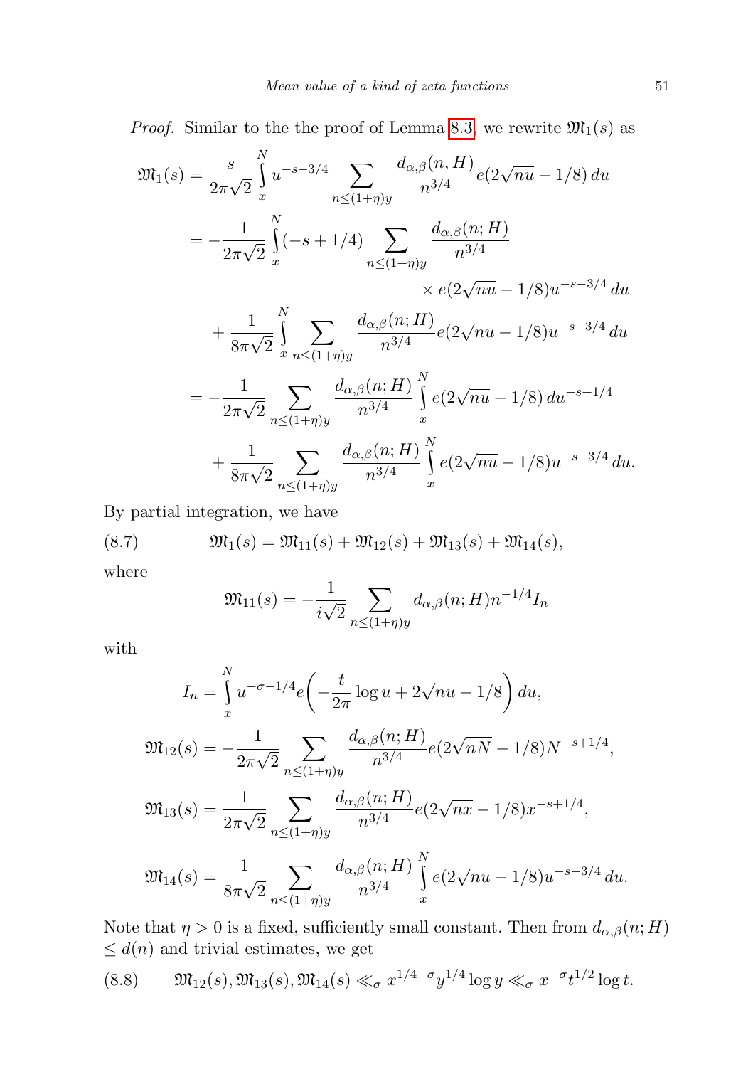*Proof.* Similar to the the proof of Lemma 8.3, we rewrite $\mathfrak{M}_1(s)$ as

$$
\begin{aligned}
\mathfrak{M}_1(s) &= \frac{s}{2\pi\sqrt{2}} \int_x^N u^{-s-3/4} \sum_{n\le(1+\eta)y} \frac{d_{\alpha,\beta}(n,H)}{n^{3/4}} e(2\sqrt{nu}-1/8)\,du \\
&= -\frac{1}{2\pi\sqrt{2}} \int_x^N (-s+1/4) \sum_{n\le(1+\eta)y} \frac{d_{\alpha,\beta}(n;H)}{n^{3/4}} \\
&\qquad\qquad \times e(2\sqrt{nu}-1/8)u^{-s-3/4}\,du \\
&\quad + \frac{1}{8\pi\sqrt{2}} \int_x^N \sum_{n\le(1+\eta)y} \frac{d_{\alpha,\beta}(n;H)}{n^{3/4}} e(2\sqrt{nu}-1/8)u^{-s-3/4}\,du \\
&= -\frac{1}{2\pi\sqrt{2}} \sum_{n\le(1+\eta)y} \frac{d_{\alpha,\beta}(n;H)}{n^{3/4}} \int_x^N e(2\sqrt{nu}-1/8)\,du^{-s+1/4} \\
&\quad + \frac{1}{8\pi\sqrt{2}} \sum_{n\le(1+\eta)y} \frac{d_{\alpha,\beta}(n;H)}{n^{3/4}} \int_x^N e(2\sqrt{nu}-1/8)u^{-s-3/4}\,du.
\end{aligned}
$$

By partial integration, we have

$$
\mathfrak{M}_1(s) = \mathfrak{M}_{11}(s) + \mathfrak{M}_{12}(s) + \mathfrak{M}_{13}(s) + \mathfrak{M}_{14}(s), \tag{8.7}
$$

where

$$
\mathfrak{M}_{11}(s) = -\frac{1}{i\sqrt{2}} \sum_{n\le(1+\eta)y} d_{\alpha,\beta}(n;H) n^{-1/4} I_n
$$

with

$$
\begin{aligned}
I_n &= \int_x^N u^{-\sigma-1/4} e\bigg(-\frac{t}{2\pi}\log u + 2\sqrt{nu} - 1/8\bigg)\,du, \\
\mathfrak{M}_{12}(s) &= -\frac{1}{2\pi\sqrt{2}} \sum_{n\le(1+\eta)y} \frac{d_{\alpha,\beta}(n;H)}{n^{3/4}} e(2\sqrt{nN}-1/8)N^{-s+1/4}, \\
\mathfrak{M}_{13}(s) &= \frac{1}{2\pi\sqrt{2}} \sum_{n\le(1+\eta)y} \frac{d_{\alpha,\beta}(n;H)}{n^{3/4}} e(2\sqrt{nx}-1/8)x^{-s+1/4}, \\
\mathfrak{M}_{14}(s) &= \frac{1}{8\pi\sqrt{2}} \sum_{n\le(1+\eta)y} \frac{d_{\alpha,\beta}(n;H)}{n^{3/4}} \int_x^N e(2\sqrt{nu}-1/8)u^{-s-3/4}\,du.
\end{aligned}
$$

Note that $\eta > 0$ is a fixed, sufficiently small constant. Then from $d_{\alpha,\beta}(n;H) \le d(n)$ and trivial estimates, we get

$$
\mathfrak{M}_{12}(s), \mathfrak{M}_{13}(s), \mathfrak{M}_{14}(s) \ll_\sigma x^{1/4-\sigma}y^{1/4}\log y \ll_\sigma x^{-\sigma}t^{1/2}\log t. \tag{8.8}
$$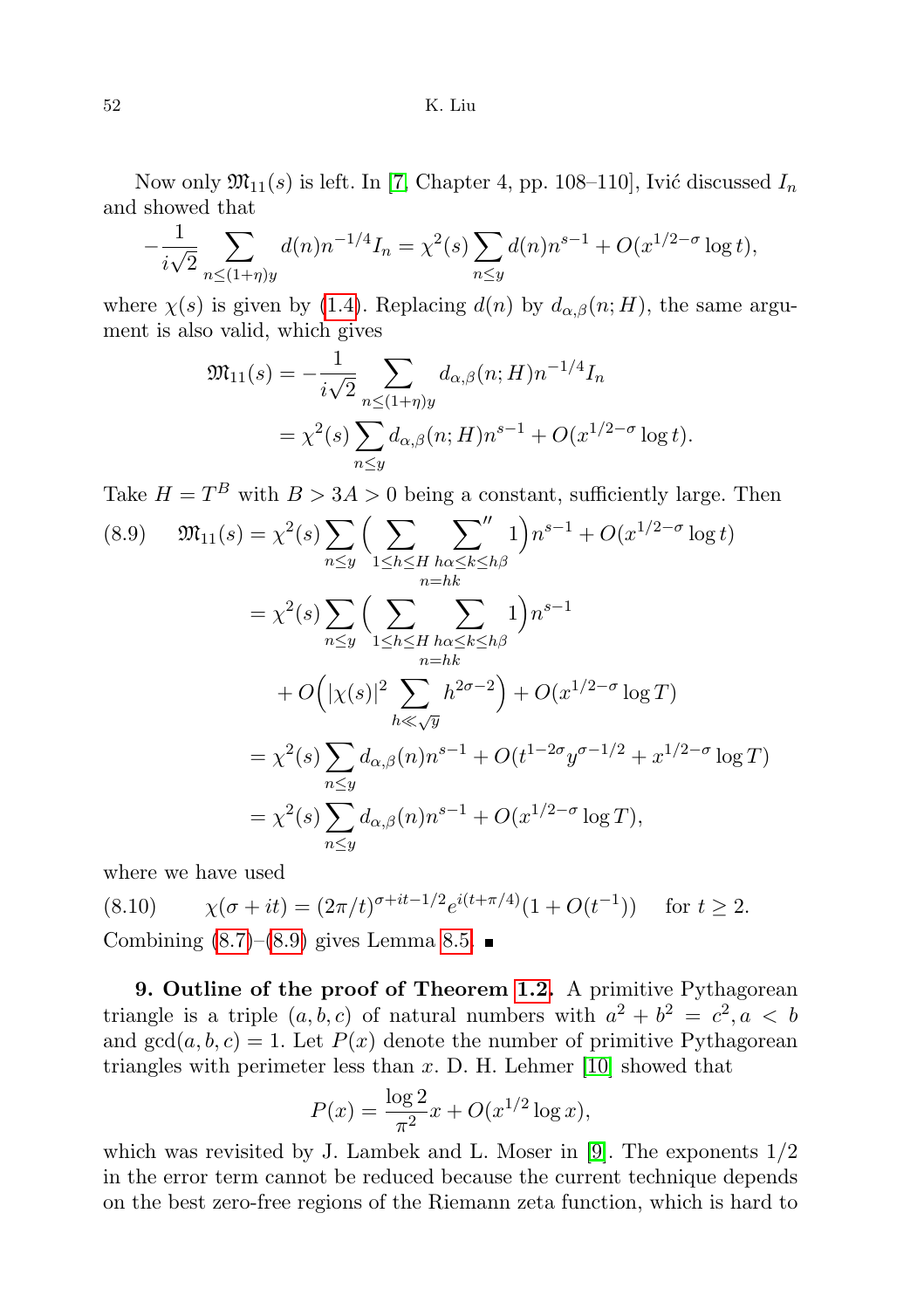Now only $\mathfrak{M}_{11}(s)$ is left. In [7, Chapter 4, pp. 108–110], Ivić discussed $I_n$ and showed that

$$-\frac{1}{i\sqrt{2}}\sum_{n\le(1+\eta)y} d(n)n^{-1/4}I_n = \chi^2(s)\sum_{n\le y} d(n)n^{s-1} + O(x^{1/2-\sigma}\log t),$$

where $\chi(s)$ is given by (1.4). Replacing $d(n)$ by $d_{\alpha,\beta}(n;H)$, the same argument is also valid, which gives

$$\begin{aligned}\mathfrak{M}_{11}(s) &= -\frac{1}{i\sqrt{2}}\sum_{n\le(1+\eta)y} d_{\alpha,\beta}(n;H)n^{-1/4}I_n \\ &= \chi^2(s)\sum_{n\le y} d_{\alpha,\beta}(n;H)n^{s-1} + O(x^{1/2-\sigma}\log t).\end{aligned}$$

Take $H = T^B$ with $B > 3A > 0$ being a constant, sufficiently large. Then

$$\begin{aligned}(8.9)\qquad \mathfrak{M}_{11}(s) &= \chi^2(s)\sum_{n\le y}\Big(\sum_{\substack{1\le h\le H\\ n=hk}}\ \sideset{}{''}\sum_{h\alpha\le k\le h\beta} 1\Big)n^{s-1} + O(x^{1/2-\sigma}\log t) \\ &= \chi^2(s)\sum_{n\le y}\Big(\sum_{\substack{1\le h\le H\\ n=hk}}\ \sum_{h\alpha\le k\le h\beta} 1\Big)n^{s-1} \\ &\quad + O\Big(|\chi(s)|^2\sum_{h\ll\sqrt{y}} h^{2\sigma-2}\Big) + O(x^{1/2-\sigma}\log T) \\ &= \chi^2(s)\sum_{n\le y} d_{\alpha,\beta}(n)n^{s-1} + O(t^{1-2\sigma}y^{\sigma-1/2} + x^{1/2-\sigma}\log T) \\ &= \chi^2(s)\sum_{n\le y} d_{\alpha,\beta}(n)n^{s-1} + O(x^{1/2-\sigma}\log T),\end{aligned}$$

where we have used

$$(8.10)\qquad \chi(\sigma+it) = (2\pi/t)^{\sigma+it-1/2}e^{i(t+\pi/4)}(1+O(t^{-1}))\quad \text{ for } t\ge 2.$$

Combining (8.7)–(8.9) gives Lemma 8.5. ∎

**9. Outline of the proof of Theorem 1.2.** A primitive Pythagorean triangle is a triple $(a,b,c)$ of natural numbers with $a^2+b^2=c^2, a<b$ and $\gcd(a,b,c)=1$. Let $P(x)$ denote the number of primitive Pythagorean triangles with perimeter less than $x$. D. H. Lehmer [10] showed that

$$P(x) = \frac{\log 2}{\pi^2}x + O(x^{1/2}\log x),$$

which was revisited by J. Lambek and L. Moser in [9]. The exponents $1/2$ in the error term cannot be reduced because the current technique depends on the best zero-free regions of the Riemann zeta function, which is hard to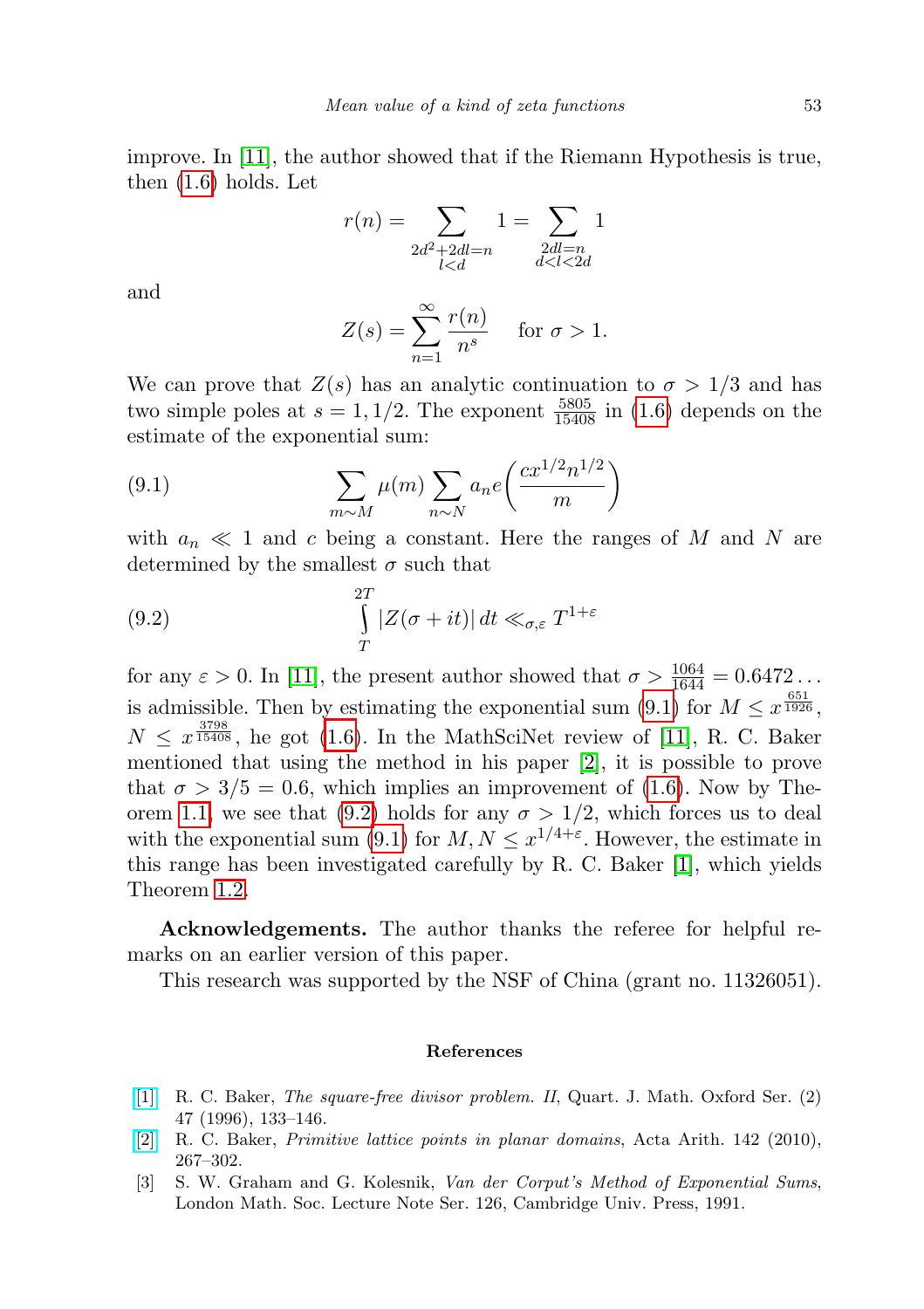improve. In [11], the author showed that if the Riemann Hypothesis is true, then (1.6) holds. Let

$$r(n) = \sum_{\substack{2d^2+2dl=n \\ l<d}} 1 = \sum_{\substack{2dl=n \\ d<l<2d}} 1$$

and

$$Z(s) = \sum_{n=1}^{\infty} \frac{r(n)}{n^s} \quad \text{for } \sigma > 1.$$

We can prove that $Z(s)$ has an analytic continuation to $\sigma > 1/3$ and has two simple poles at $s = 1, 1/2$. The exponent $\frac{5805}{15408}$ in (1.6) depends on the estimate of the exponential sum:

$$\sum_{m\sim M} \mu(m) \sum_{n\sim N} a_n e\bigg(\frac{cx^{1/2}n^{1/2}}{m}\bigg) \tag{9.1}$$

with $a_n \ll 1$ and $c$ being a constant. Here the ranges of $M$ and $N$ are determined by the smallest $\sigma$ such that

$$\int_{T}^{2T} |Z(\sigma+it)|\,dt \ll_{\sigma,\varepsilon} T^{1+\varepsilon} \tag{9.2}$$

for any $\varepsilon > 0$. In [11], the present author showed that $\sigma > \frac{1064}{1644} = 0.6472\ldots$ is admissible. Then by estimating the exponential sum (9.1) for $M \le x^{\frac{651}{1926}}$, $N \le x^{\frac{3798}{15408}}$, he got (1.6). In the MathSciNet review of [11], R. C. Baker mentioned that using the method in his paper [2], it is possible to prove that $\sigma > 3/5 = 0.6$, which implies an improvement of (1.6). Now by Theorem 1.1, we see that (9.2) holds for any $\sigma > 1/2$, which forces us to deal with the exponential sum (9.1) for $M, N \le x^{1/4+\varepsilon}$. However, the estimate in this range has been investigated carefully by R. C. Baker [1], which yields Theorem 1.2.

**Acknowledgements.** The author thanks the referee for helpful remarks on an earlier version of this paper.

This research was supported by the NSF of China (grant no. 11326051).

## References

[1] R. C. Baker, *The square-free divisor problem. II*, Quart. J. Math. Oxford Ser. (2) 47 (1996), 133–146.

[2] R. C. Baker, *Primitive lattice points in planar domains*, Acta Arith. 142 (2010), 267–302.

[3] S. W. Graham and G. Kolesnik, *Van der Corput's Method of Exponential Sums*, London Math. Soc. Lecture Note Ser. 126, Cambridge Univ. Press, 1991.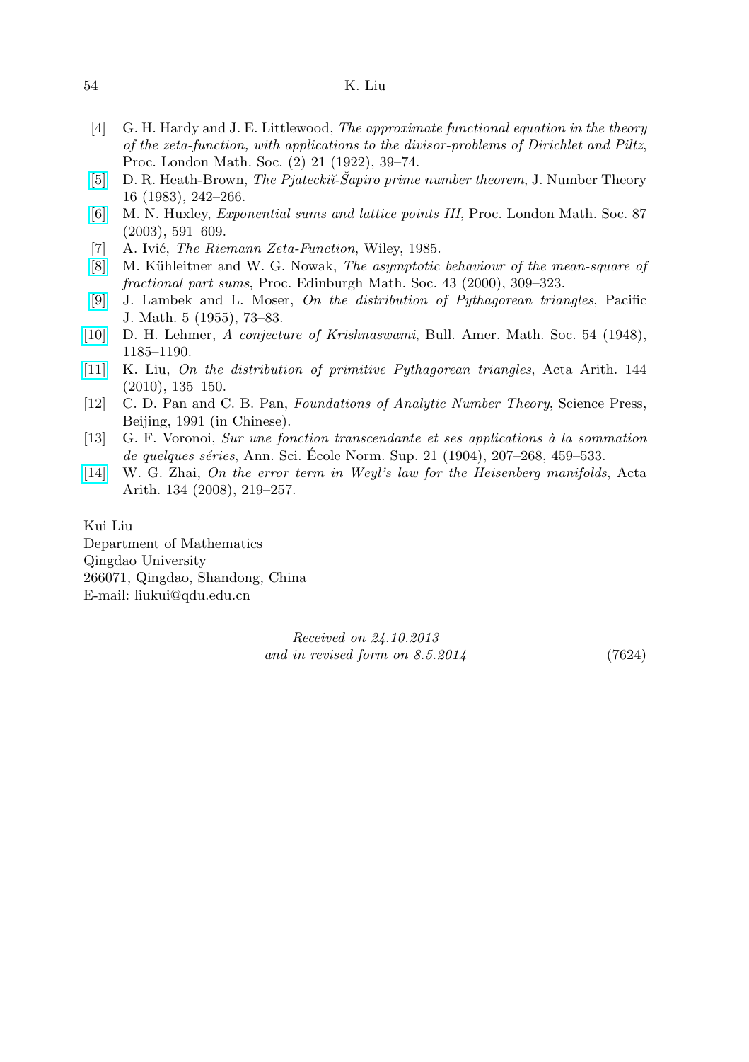[4] G. H. Hardy and J. E. Littlewood, *The approximate functional equation in the theory of the zeta-function, with applications to the divisor-problems of Dirichlet and Piltz*, Proc. London Math. Soc. (2) 21 (1922), 39–74.

[5] D. R. Heath-Brown, *The Pjateckiĭ-Šapiro prime number theorem*, J. Number Theory 16 (1983), 242–266.

[6] M. N. Huxley, *Exponential sums and lattice points III*, Proc. London Math. Soc. 87 (2003), 591–609.

[7] A. Ivić, *The Riemann Zeta-Function*, Wiley, 1985.

[8] M. Kühleitner and W. G. Nowak, *The asymptotic behaviour of the mean-square of fractional part sums*, Proc. Edinburgh Math. Soc. 43 (2000), 309–323.

[9] J. Lambek and L. Moser, *On the distribution of Pythagorean triangles*, Pacific J. Math. 5 (1955), 73–83.

[10] D. H. Lehmer, *A conjecture of Krishnaswami*, Bull. Amer. Math. Soc. 54 (1948), 1185–1190.

[11] K. Liu, *On the distribution of primitive Pythagorean triangles*, Acta Arith. 144 (2010), 135–150.

[12] C. D. Pan and C. B. Pan, *Foundations of Analytic Number Theory*, Science Press, Beijing, 1991 (in Chinese).

[13] G. F. Voronoi, *Sur une fonction transcendante et ses applications à la sommation de quelques séries*, Ann. Sci. École Norm. Sup. 21 (1904), 207–268, 459–533.

[14] W. G. Zhai, *On the error term in Weyl's law for the Heisenberg manifolds*, Acta Arith. 134 (2008), 219–257.

Kui Liu
Department of Mathematics
Qingdao University
266071, Qingdao, Shandong, China
E-mail: liukui@qdu.edu.cn

*Received on 24.10.2013*
*and in revised form on 8.5.2014* (7624)